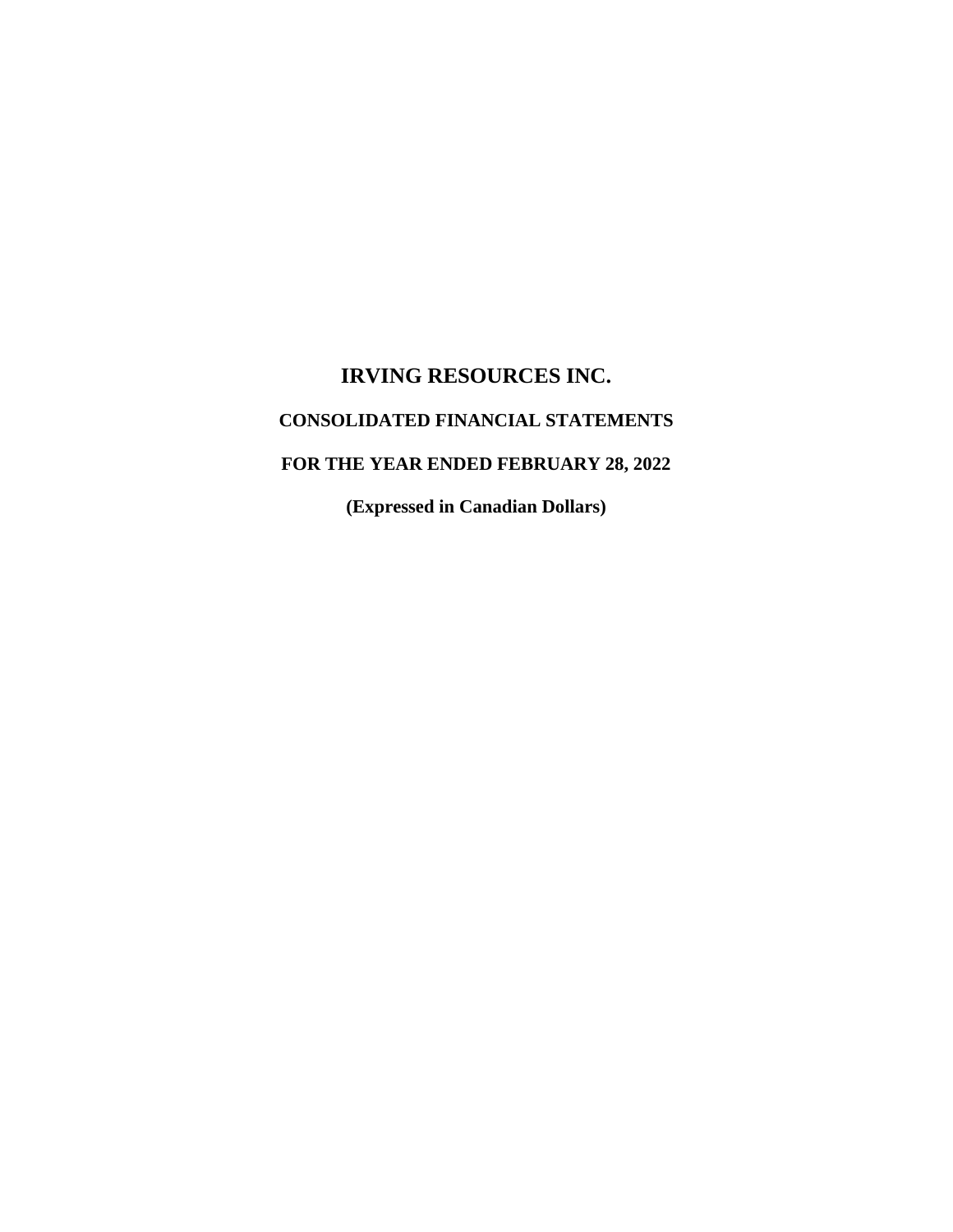# IRVING RESOURCES INC.

## CONSOLIDATED FINANCIAL STATEMENTS

## FOR THE YEAR ENDED FEBRUARY 28, 2022

**(Expressed in Canadian Dollars)**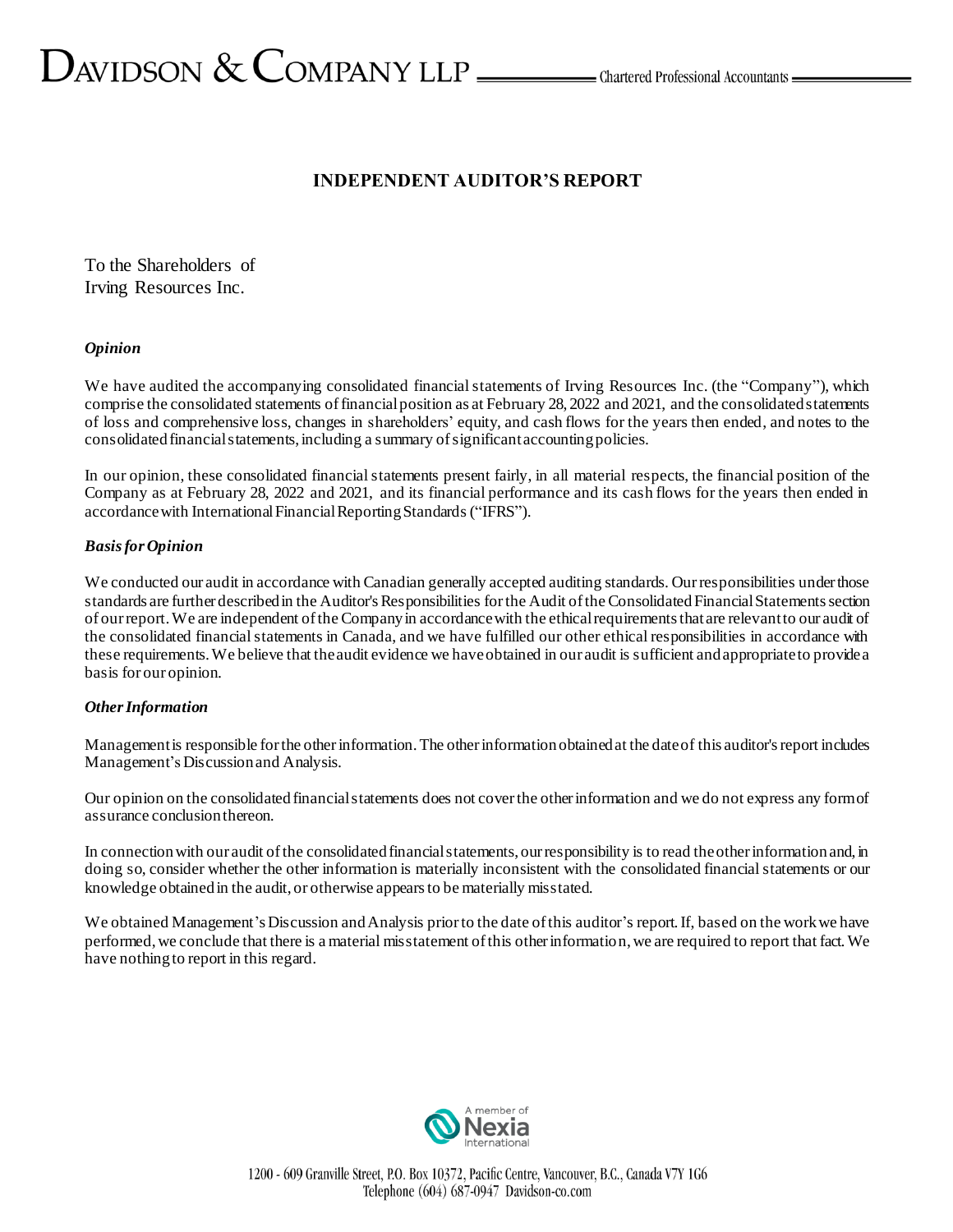# INDEPENDENT AUDITOR'S REPORT

To the Shareholders of
Irving Resources Inc.

### *Opinion*

We have audited the accompanying consolidated financial statements of Irving Resources Inc. (the "Company"), which comprise the consolidated statements of financial position as at February 28, 2022 and 2021, and the consolidated statements of loss and comprehensive loss, changes in shareholders' equity, and cash flows for the years then ended, and notes to the consolidated financial statements, including a summary of significant accounting policies.

In our opinion, these consolidated financial statements present fairly, in all material respects, the financial position of the Company as at February 28, 2022 and 2021, and its financial performance and its cash flows for the years then ended in accordance with International Financial Reporting Standards ("IFRS").

### *Basis for Opinion*

We conducted our audit in accordance with Canadian generally accepted auditing standards. Our responsibilities under those standards are further described in the Auditor's Responsibilities for the Audit of the Consolidated Financial Statements section of our report. We are independent of the Company in accordance with the ethical requirements that are relevant to our audit of the consolidated financial statements in Canada, and we have fulfilled our other ethical responsibilities in accordance with these requirements. We believe that the audit evidence we have obtained in our audit is sufficient and appropriate to provide a basis for our opinion.

### *Other Information*

Management is responsible for the other information. The other information obtained at the date of this auditor's report includes Management's Discussion and Analysis.

Our opinion on the consolidated financial statements does not cover the other information and we do not express any form of assurance conclusion thereon.

In connection with our audit of the consolidated financial statements, our responsibility is to read the other information and, in doing so, consider whether the other information is materially inconsistent with the consolidated financial statements or our knowledge obtained in the audit, or otherwise appears to be materially misstated.

We obtained Management's Discussion and Analysis prior to the date of this auditor's report. If, based on the work we have performed, we conclude that there is a material misstatement of this other information, we are required to report that fact. We have nothing to report in this regard.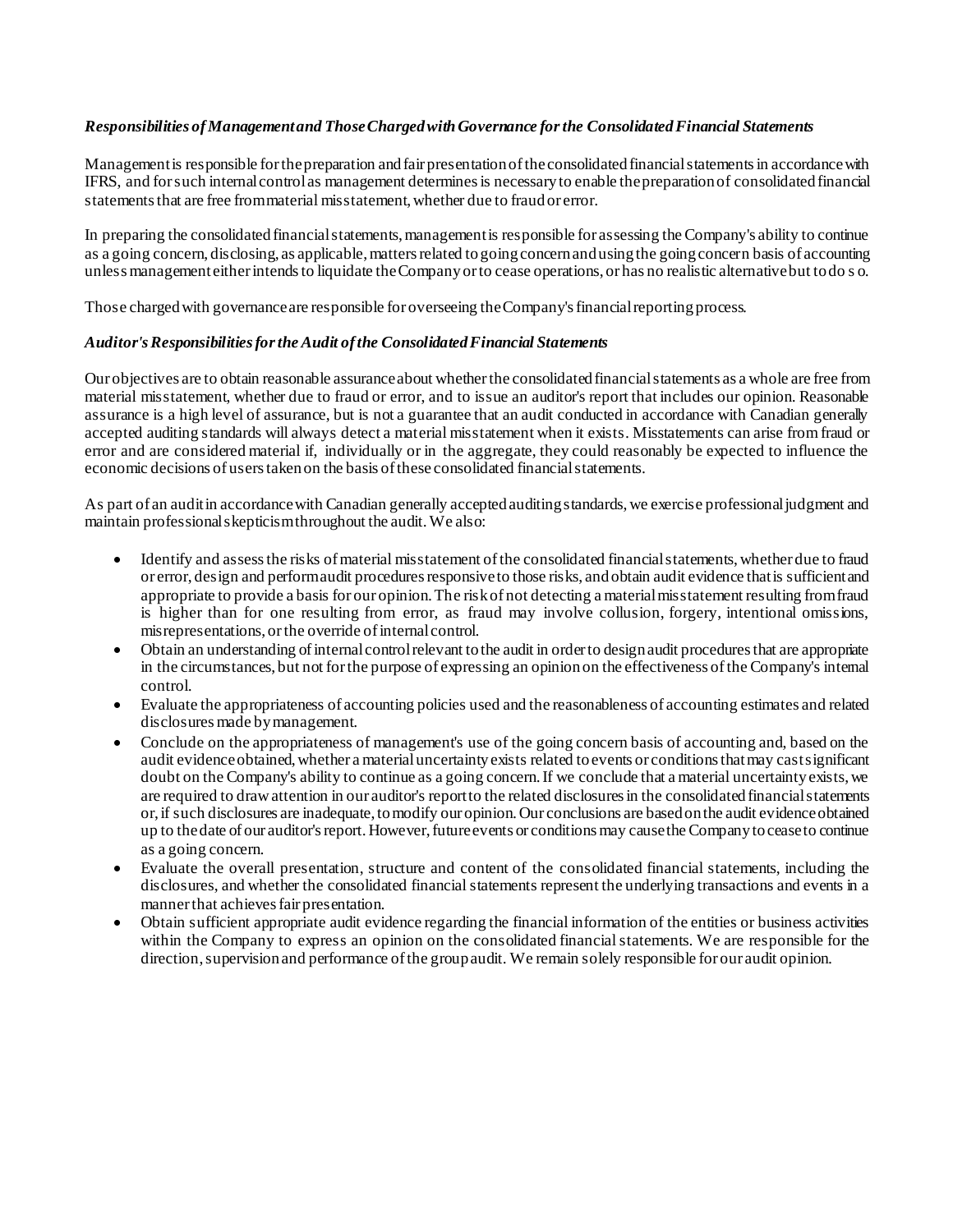### *Responsibilities of Management and Those Charged with Governance for the Consolidated Financial Statements*

Management is responsible for the preparation and fair presentation of the consolidated financial statements in accordance with IFRS, and for such internal control as management determines is necessary to enable the preparation of consolidated financial statements that are free from material misstatement, whether due to fraud or error.

In preparing the consolidated financial statements, management is responsible for assessing the Company's ability to continue as a going concern, disclosing, as applicable, matters related to going concern and using the going concern basis of accounting unless management either intends to liquidate the Company or to cease operations, or has no realistic alternative but to do so.

Those charged with governance are responsible for overseeing the Company's financial reporting process.

### *Auditor's Responsibilities for the Audit of the Consolidated Financial Statements*

Our objectives are to obtain reasonable assurance about whether the consolidated financial statements as a whole are free from material misstatement, whether due to fraud or error, and to issue an auditor's report that includes our opinion. Reasonable assurance is a high level of assurance, but is not a guarantee that an audit conducted in accordance with Canadian generally accepted auditing standards will always detect a material misstatement when it exists. Misstatements can arise from fraud or error and are considered material if, individually or in the aggregate, they could reasonably be expected to influence the economic decisions of users taken on the basis of these consolidated financial statements.

As part of an audit in accordance with Canadian generally accepted auditing standards, we exercise professional judgment and maintain professional skepticism throughout the audit. We also:

- Identify and assess the risks of material misstatement of the consolidated financial statements, whether due to fraud or error, design and perform audit procedures responsive to those risks, and obtain audit evidence that is sufficient and appropriate to provide a basis for our opinion. The risk of not detecting a material misstatement resulting from fraud is higher than for one resulting from error, as fraud may involve collusion, forgery, intentional omissions, misrepresentations, or the override of internal control.
- Obtain an understanding of internal control relevant to the audit in order to design audit procedures that are appropriate in the circumstances, but not for the purpose of expressing an opinion on the effectiveness of the Company's internal control.
- Evaluate the appropriateness of accounting policies used and the reasonableness of accounting estimates and related disclosures made by management.
- Conclude on the appropriateness of management's use of the going concern basis of accounting and, based on the audit evidence obtained, whether a material uncertainty exists related to events or conditions that may cast significant doubt on the Company's ability to continue as a going concern. If we conclude that a material uncertainty exists, we are required to draw attention in our auditor's report to the related disclosures in the consolidated financial statements or, if such disclosures are inadequate, to modify our opinion. Our conclusions are based on the audit evidence obtained up to the date of our auditor's report. However, future events or conditions may cause the Company to cease to continue as a going concern.
- Evaluate the overall presentation, structure and content of the consolidated financial statements, including the disclosures, and whether the consolidated financial statements represent the underlying transactions and events in a manner that achieves fair presentation.
- Obtain sufficient appropriate audit evidence regarding the financial information of the entities or business activities within the Company to express an opinion on the consolidated financial statements. We are responsible for the direction, supervision and performance of the group audit. We remain solely responsible for our audit opinion.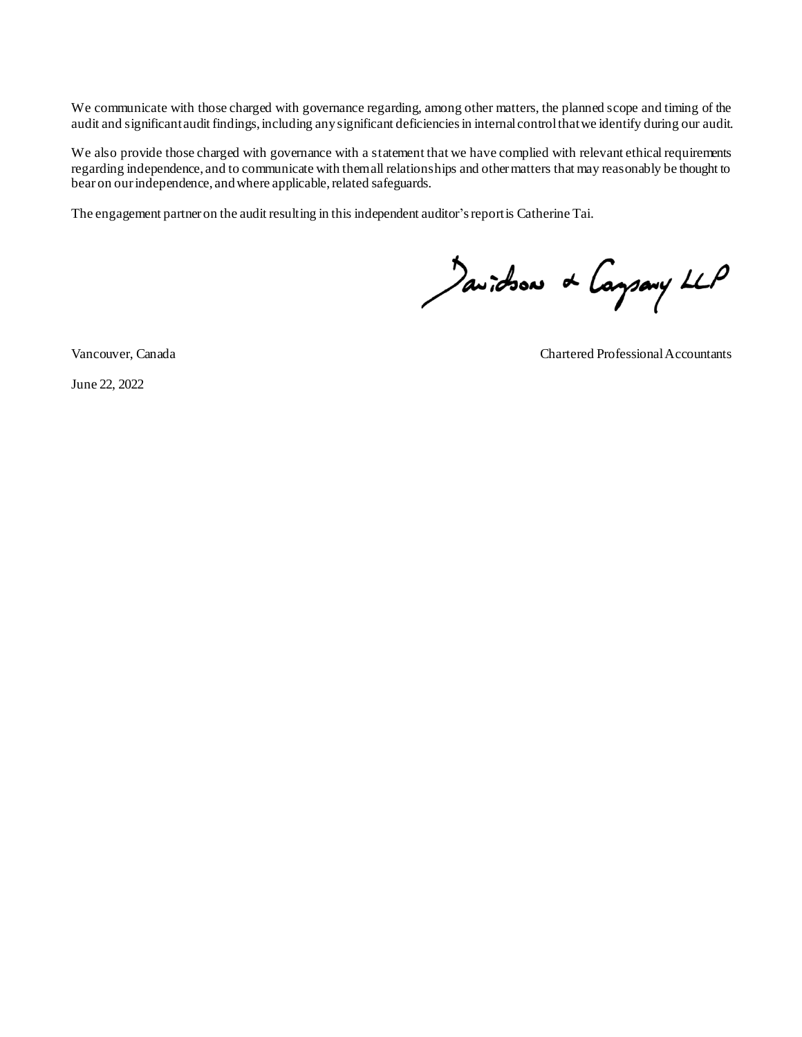We communicate with those charged with governance regarding, among other matters, the planned scope and timing of the audit and significant audit findings, including any significant deficiencies in internal control that we identify during our audit.

We also provide those charged with governance with a statement that we have complied with relevant ethical requirements regarding independence, and to communicate with them all relationships and other matters that may reasonably be thought to bear on our independence, and where applicable, related safeguards.

The engagement partner on the audit resulting in this independent auditor's report is Catherine Tai.

Davidson & Company LLP

Vancouver, Canada

Chartered Professional Accountants

June 22, 2022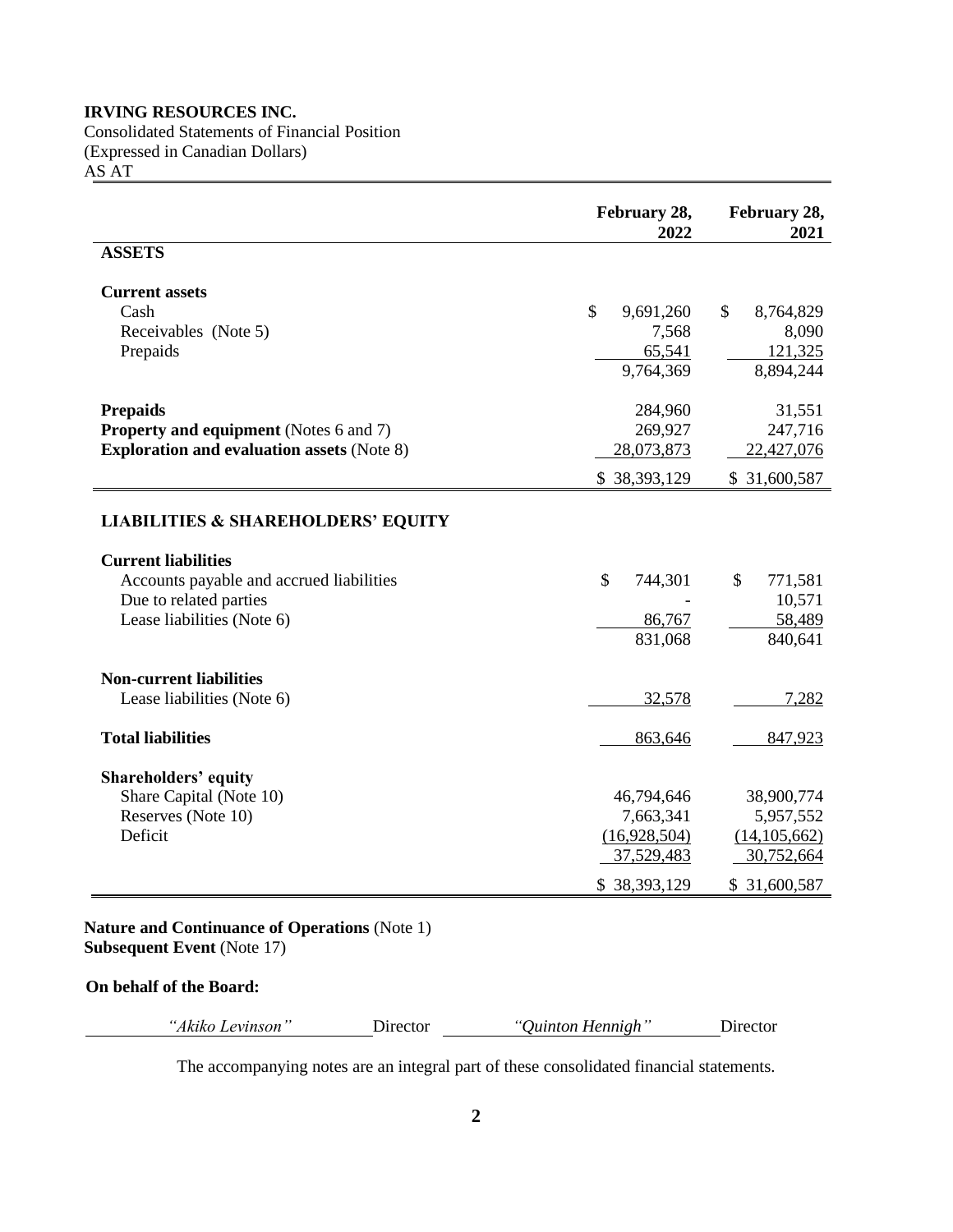**IRVING RESOURCES INC.**
Consolidated Statements of Financial Position
(Expressed in Canadian Dollars)
AS AT

| | February 28, 2022 | February 28, 2021 |
|---|---|---|
| **ASSETS** | | |
| **Current assets** | | |
| Cash | $ 9,691,260 | $ 8,764,829 |
| Receivables (Note 5) | 7,568 | 8,090 |
| Prepaids | 65,541 | 121,325 |
| | 9,764,369 | 8,894,244 |
| **Prepaids** | 284,960 | 31,551 |
| **Property and equipment** (Notes 6 and 7) | 269,927 | 247,716 |
| **Exploration and evaluation assets** (Note 8) | 28,073,873 | 22,427,076 |
| | $ 38,393,129 | $ 31,600,587 |
| **LIABILITIES & SHAREHOLDERS' EQUITY** | | |
| **Current liabilities** | | |
| Accounts payable and accrued liabilities | $ 744,301 | $ 771,581 |
| Due to related parties | - | 10,571 |
| Lease liabilities (Note 6) | 86,767 | 58,489 |
| | 831,068 | 840,641 |
| **Non-current liabilities** | | |
| Lease liabilities (Note 6) | 32,578 | 7,282 |
| **Total liabilities** | 863,646 | 847,923 |
| **Shareholders' equity** | | |
| Share Capital (Note 10) | 46,794,646 | 38,900,774 |
| Reserves (Note 10) | 7,663,341 | 5,957,552 |
| Deficit | (16,928,504) | (14,105,662) |
| | 37,529,483 | 30,752,664 |
| | $ 38,393,129 | $ 31,600,587 |

**Nature and Continuance of Operations** (Note 1)
**Subsequent Event** (Note 17)

**On behalf of the Board:**

*"Akiko Levinson"* Director *"Quinton Hennigh"* Director

The accompanying notes are an integral part of these consolidated financial statements.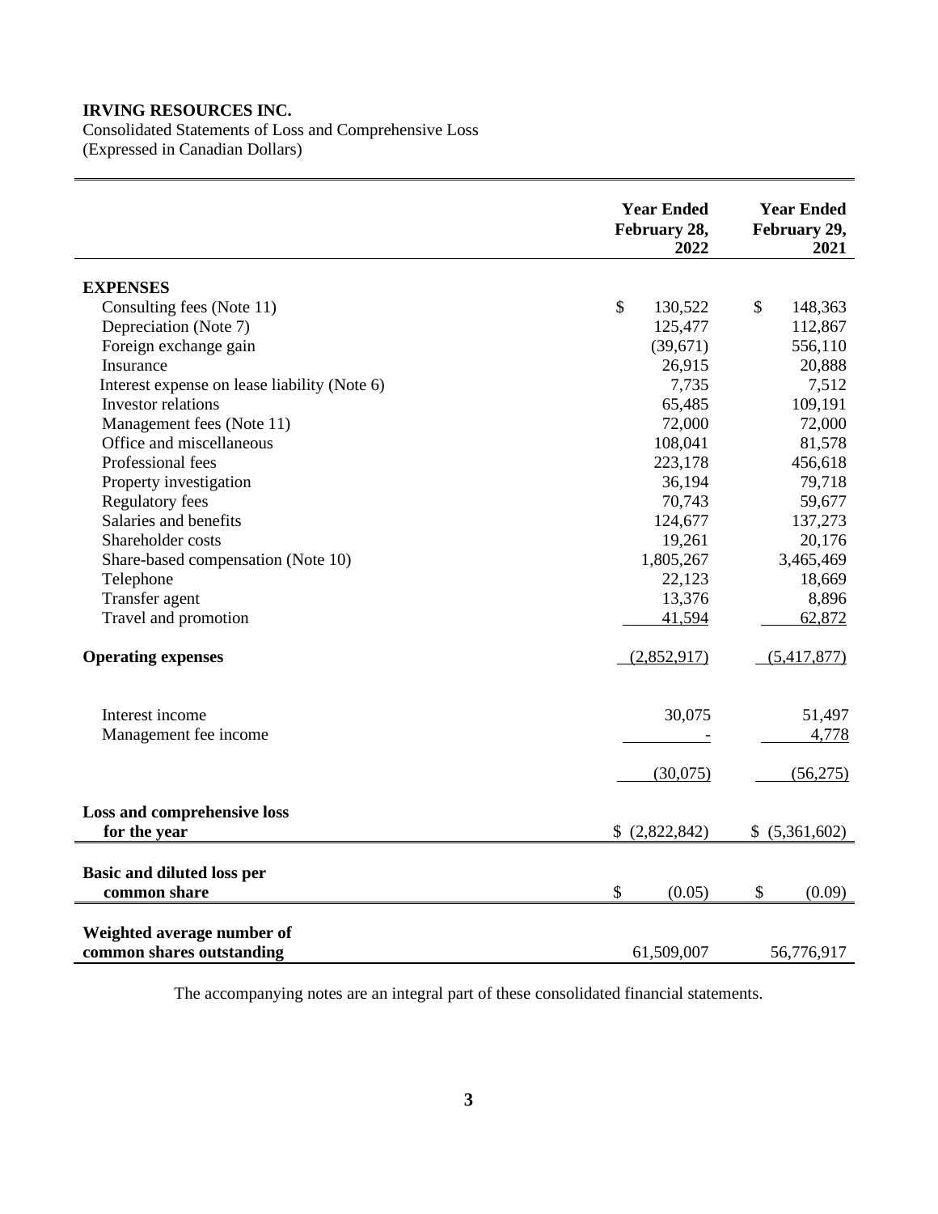**IRVING RESOURCES INC.**
Consolidated Statements of Loss and Comprehensive Loss
(Expressed in Canadian Dollars)

| | Year Ended February 28, 2022 | Year Ended February 29, 2021 |
|---|---|---|
| **EXPENSES** | | |
| Consulting fees (Note 11) | $ 130,522 | $ 148,363 |
| Depreciation (Note 7) | 125,477 | 112,867 |
| Foreign exchange gain | (39,671) | 556,110 |
| Insurance | 26,915 | 20,888 |
| Interest expense on lease liability (Note 6) | 7,735 | 7,512 |
| Investor relations | 65,485 | 109,191 |
| Management fees (Note 11) | 72,000 | 72,000 |
| Office and miscellaneous | 108,041 | 81,578 |
| Professional fees | 223,178 | 456,618 |
| Property investigation | 36,194 | 79,718 |
| Regulatory fees | 70,743 | 59,677 |
| Salaries and benefits | 124,677 | 137,273 |
| Shareholder costs | 19,261 | 20,176 |
| Share-based compensation (Note 10) | 1,805,267 | 3,465,469 |
| Telephone | 22,123 | 18,669 |
| Transfer agent | 13,376 | 8,896 |
| Travel and promotion | 41,594 | 62,872 |
| **Operating expenses** | (2,852,917) | (5,417,877) |
| Interest income | 30,075 | 51,497 |
| Management fee income | - | 4,778 |
| | (30,075) | (56,275) |
| **Loss and comprehensive loss for the year** | $ (2,822,842) | $ (5,361,602) |
| **Basic and diluted loss per common share** | $ (0.05) | $ (0.09) |
| **Weighted average number of common shares outstanding** | 61,509,007 | 56,776,917 |

The accompanying notes are an integral part of these consolidated financial statements.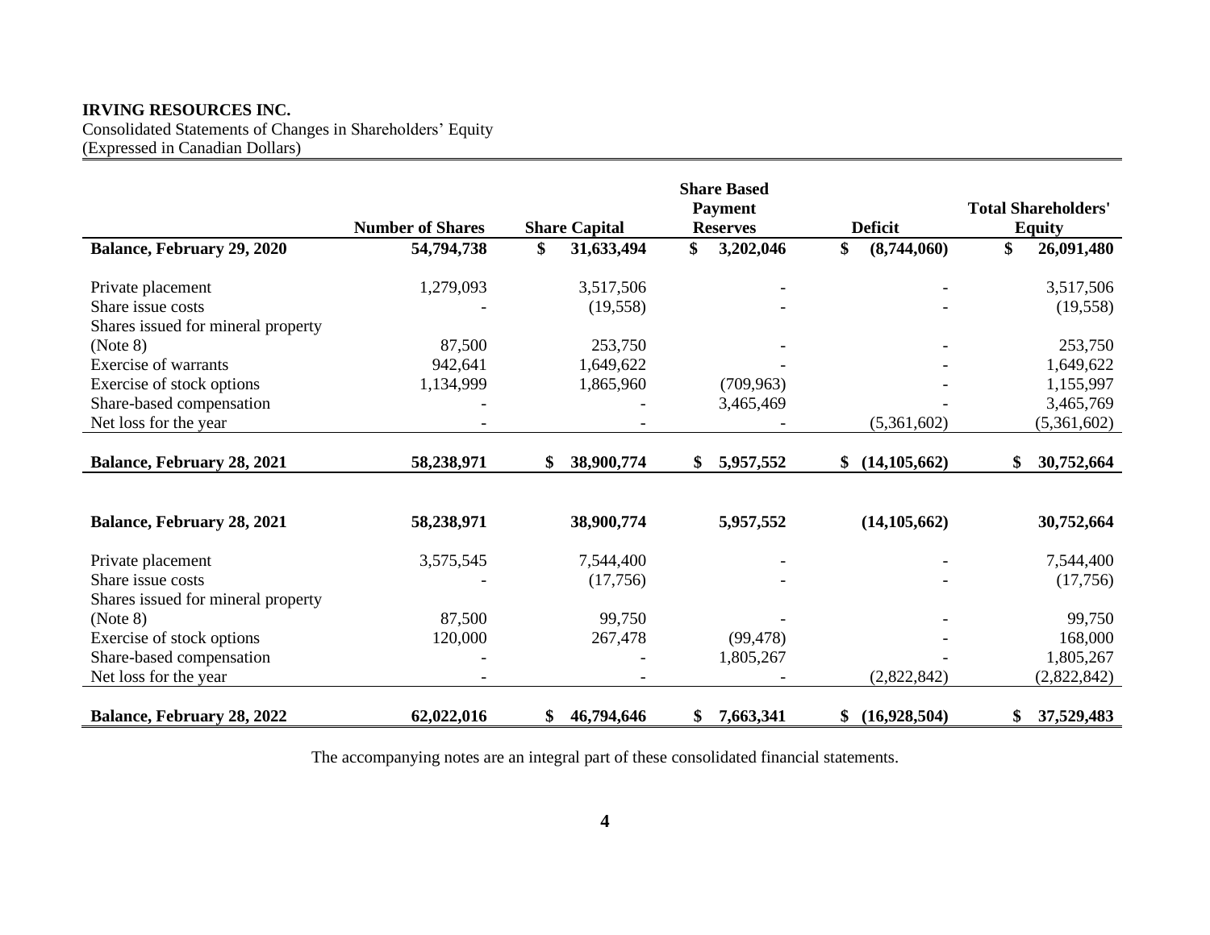**IRVING RESOURCES INC.**
Consolidated Statements of Changes in Shareholders' Equity
(Expressed in Canadian Dollars)

| | Number of Shares | Share Capital | Share Based Payment Reserves | Deficit | Total Shareholders' Equity |
|---|---|---|---|---|---|
| **Balance, February 29, 2020** | **54,794,738** | **$ 31,633,494** | **$ 3,202,046** | **$ (8,744,060)** | **$ 26,091,480** |
| Private placement | 1,279,093 | 3,517,506 | - | - | 3,517,506 |
| Share issue costs | - | (19,558) | - | - | (19,558) |
| Shares issued for mineral property (Note 8) | 87,500 | 253,750 | - | - | 253,750 |
| Exercise of warrants | 942,641 | 1,649,622 | - | - | 1,649,622 |
| Exercise of stock options | 1,134,999 | 1,865,960 | (709,963) | - | 1,155,997 |
| Share-based compensation | - | - | 3,465,469 | - | 3,465,769 |
| Net loss for the year | - | - | - | (5,361,602) | (5,361,602) |
| **Balance, February 28, 2021** | **58,238,971** | **$ 38,900,774** | **$ 5,957,552** | **$ (14,105,662)** | **$ 30,752,664** |
| | | | | | |
| **Balance, February 28, 2021** | **58,238,971** | **38,900,774** | **5,957,552** | **(14,105,662)** | **30,752,664** |
| Private placement | 3,575,545 | 7,544,400 | - | - | 7,544,400 |
| Share issue costs | - | (17,756) | - | - | (17,756) |
| Shares issued for mineral property (Note 8) | 87,500 | 99,750 | - | - | 99,750 |
| Exercise of stock options | 120,000 | 267,478 | (99,478) | - | 168,000 |
| Share-based compensation | - | - | 1,805,267 | - | 1,805,267 |
| Net loss for the year | - | - | - | (2,822,842) | (2,822,842) |
| **Balance, February 28, 2022** | **62,022,016** | **$ 46,794,646** | **$ 7,663,341** | **$ (16,928,504)** | **$ 37,529,483** |

The accompanying notes are an integral part of these consolidated financial statements.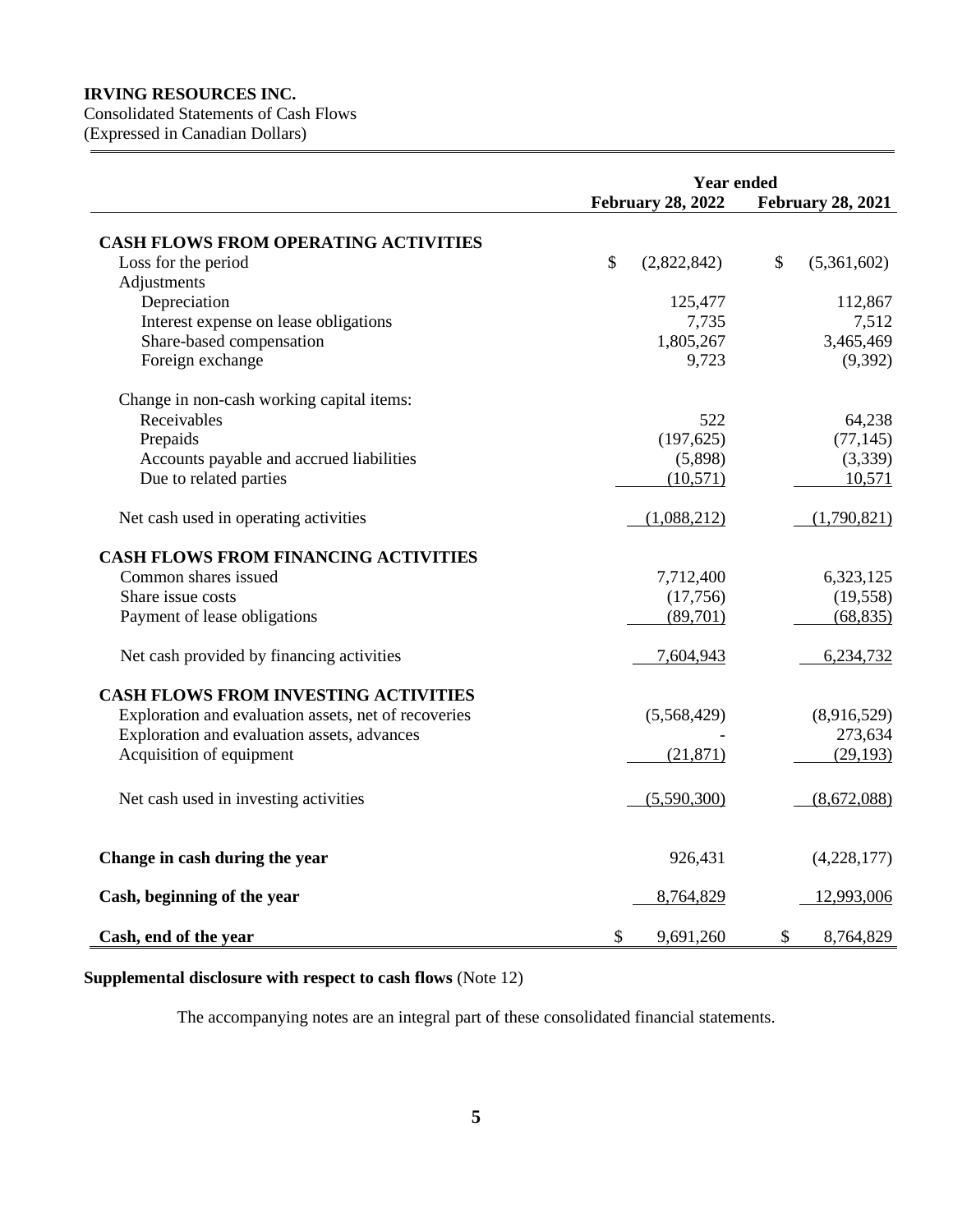**IRVING RESOURCES INC.**
Consolidated Statements of Cash Flows
(Expressed in Canadian Dollars)

| | Year ended February 28, 2022 | Year ended February 28, 2021 |
|---|---|---|
| **CASH FLOWS FROM OPERATING ACTIVITIES** | | |
| Loss for the period | $ (2,822,842) | $ (5,361,602) |
| Adjustments | | |
| Depreciation | 125,477 | 112,867 |
| Interest expense on lease obligations | 7,735 | 7,512 |
| Share-based compensation | 1,805,267 | 3,465,469 |
| Foreign exchange | 9,723 | (9,392) |
| Change in non-cash working capital items: | | |
| Receivables | 522 | 64,238 |
| Prepaids | (197,625) | (77,145) |
| Accounts payable and accrued liabilities | (5,898) | (3,339) |
| Due to related parties | (10,571) | 10,571 |
| Net cash used in operating activities | (1,088,212) | (1,790,821) |
| **CASH FLOWS FROM FINANCING ACTIVITIES** | | |
| Common shares issued | 7,712,400 | 6,323,125 |
| Share issue costs | (17,756) | (19,558) |
| Payment of lease obligations | (89,701) | (68,835) |
| Net cash provided by financing activities | 7,604,943 | 6,234,732 |
| **CASH FLOWS FROM INVESTING ACTIVITIES** | | |
| Exploration and evaluation assets, net of recoveries | (5,568,429) | (8,916,529) |
| Exploration and evaluation assets, advances | - | 273,634 |
| Acquisition of equipment | (21,871) | (29,193) |
| Net cash used in investing activities | (5,590,300) | (8,672,088) |
| **Change in cash during the year** | 926,431 | (4,228,177) |
| **Cash, beginning of the year** | 8,764,829 | 12,993,006 |
| **Cash, end of the year** | $ 9,691,260 | $ 8,764,829 |

**Supplemental disclosure with respect to cash flows** (Note 12)

The accompanying notes are an integral part of these consolidated financial statements.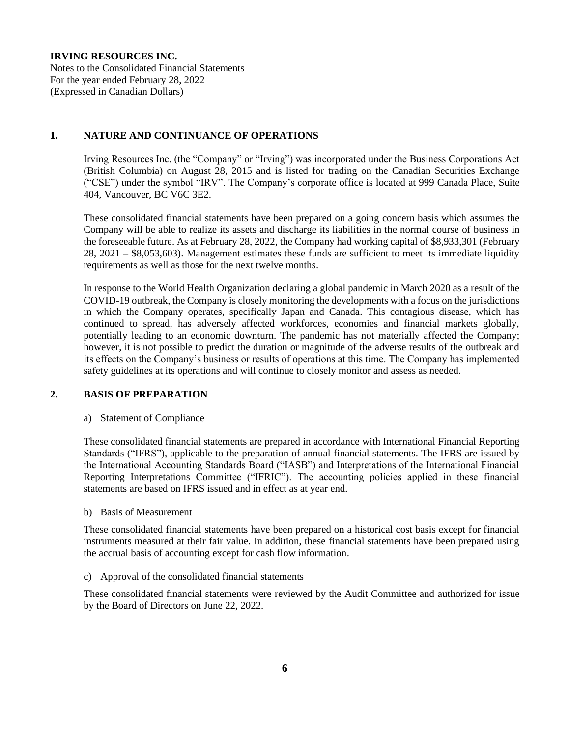## 1. NATURE AND CONTINUANCE OF OPERATIONS

Irving Resources Inc. (the "Company" or "Irving") was incorporated under the Business Corporations Act (British Columbia) on August 28, 2015 and is listed for trading on the Canadian Securities Exchange ("CSE") under the symbol "IRV". The Company's corporate office is located at 999 Canada Place, Suite 404, Vancouver, BC V6C 3E2.

These consolidated financial statements have been prepared on a going concern basis which assumes the Company will be able to realize its assets and discharge its liabilities in the normal course of business in the foreseeable future. As at February 28, 2022, the Company had working capital of $8,933,301 (February 28, 2021 – $8,053,603). Management estimates these funds are sufficient to meet its immediate liquidity requirements as well as those for the next twelve months.

In response to the World Health Organization declaring a global pandemic in March 2020 as a result of the COVID-19 outbreak, the Company is closely monitoring the developments with a focus on the jurisdictions in which the Company operates, specifically Japan and Canada. This contagious disease, which has continued to spread, has adversely affected workforces, economies and financial markets globally, potentially leading to an economic downturn. The pandemic has not materially affected the Company; however, it is not possible to predict the duration or magnitude of the adverse results of the outbreak and its effects on the Company's business or results of operations at this time. The Company has implemented safety guidelines at its operations and will continue to closely monitor and assess as needed.

## 2. BASIS OF PREPARATION

a) Statement of Compliance

These consolidated financial statements are prepared in accordance with International Financial Reporting Standards ("IFRS"), applicable to the preparation of annual financial statements. The IFRS are issued by the International Accounting Standards Board ("IASB") and Interpretations of the International Financial Reporting Interpretations Committee ("IFRIC"). The accounting policies applied in these financial statements are based on IFRS issued and in effect as at year end.

b) Basis of Measurement

These consolidated financial statements have been prepared on a historical cost basis except for financial instruments measured at their fair value. In addition, these financial statements have been prepared using the accrual basis of accounting except for cash flow information.

c) Approval of the consolidated financial statements

These consolidated financial statements were reviewed by the Audit Committee and authorized for issue by the Board of Directors on June 22, 2022.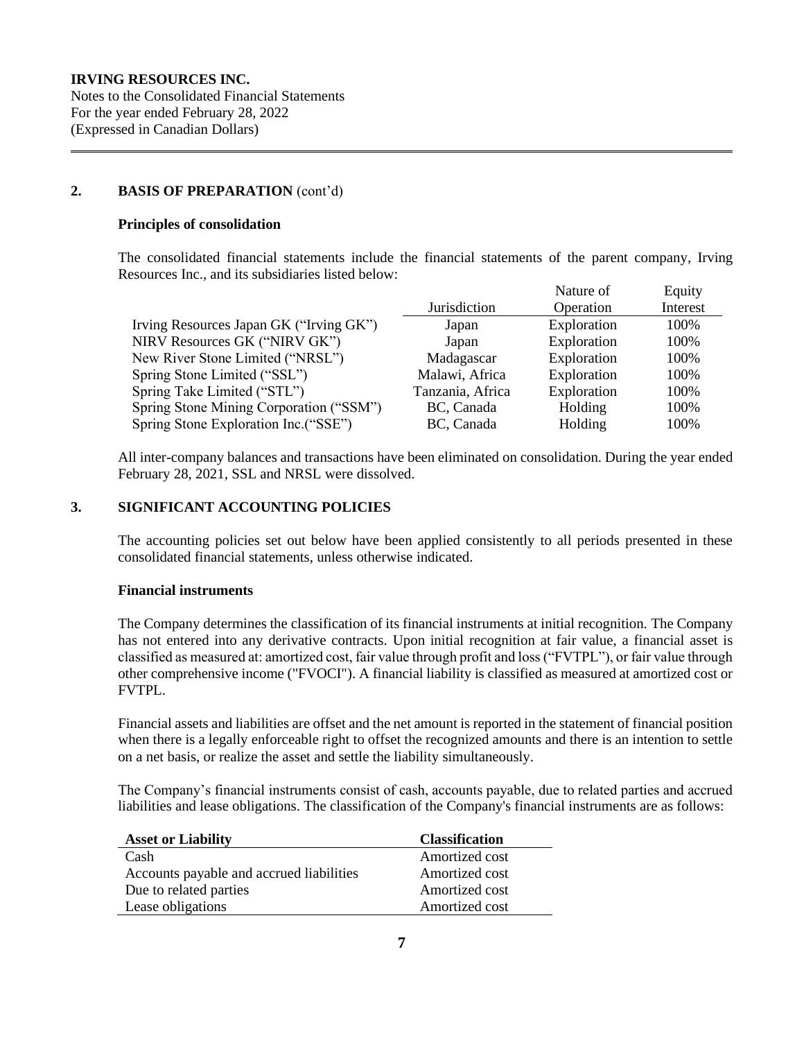## 2. BASIS OF PREPARATION (cont'd)

### Principles of consolidation

The consolidated financial statements include the financial statements of the parent company, Irving Resources Inc., and its subsidiaries listed below:

| | Jurisdiction | Nature of Operation | Equity Interest |
|---|---|---|---|
| Irving Resources Japan GK ("Irving GK") | Japan | Exploration | 100% |
| NIRV Resources GK ("NIRV GK") | Japan | Exploration | 100% |
| New River Stone Limited ("NRSL") | Madagascar | Exploration | 100% |
| Spring Stone Limited ("SSL") | Malawi, Africa | Exploration | 100% |
| Spring Take Limited ("STL") | Tanzania, Africa | Exploration | 100% |
| Spring Stone Mining Corporation ("SSM") | BC, Canada | Holding | 100% |
| Spring Stone Exploration Inc.("SSE") | BC, Canada | Holding | 100% |

All inter-company balances and transactions have been eliminated on consolidation. During the year ended February 28, 2021, SSL and NRSL were dissolved.

## 3. SIGNIFICANT ACCOUNTING POLICIES

The accounting policies set out below have been applied consistently to all periods presented in these consolidated financial statements, unless otherwise indicated.

### Financial instruments

The Company determines the classification of its financial instruments at initial recognition. The Company has not entered into any derivative contracts. Upon initial recognition at fair value, a financial asset is classified as measured at: amortized cost, fair value through profit and loss ("FVTPL"), or fair value through other comprehensive income ("FVOCI"). A financial liability is classified as measured at amortized cost or FVTPL.

Financial assets and liabilities are offset and the net amount is reported in the statement of financial position when there is a legally enforceable right to offset the recognized amounts and there is an intention to settle on a net basis, or realize the asset and settle the liability simultaneously.

The Company's financial instruments consist of cash, accounts payable, due to related parties and accrued liabilities and lease obligations. The classification of the Company's financial instruments are as follows:

| Asset or Liability | Classification |
|---|---|
| Cash | Amortized cost |
| Accounts payable and accrued liabilities | Amortized cost |
| Due to related parties | Amortized cost |
| Lease obligations | Amortized cost |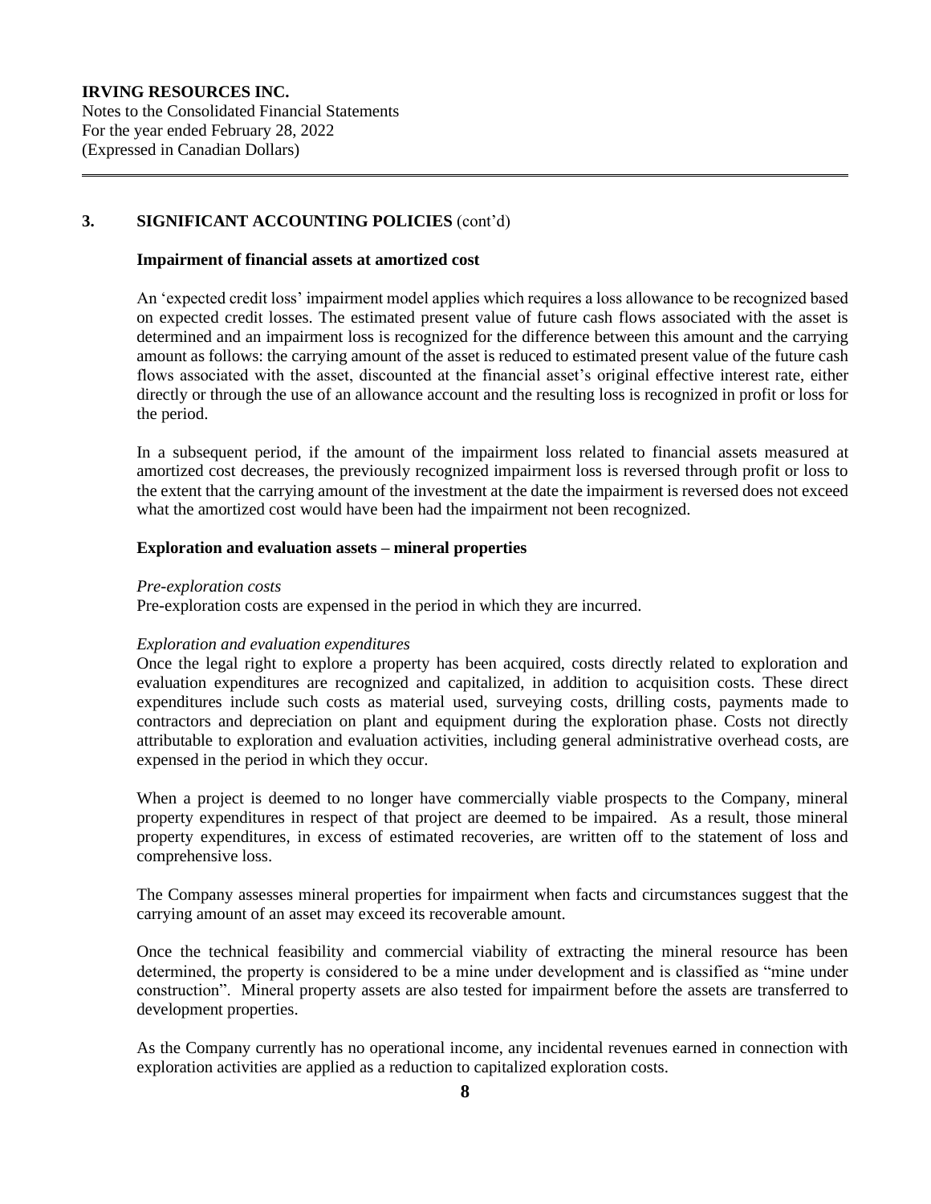## 3. SIGNIFICANT ACCOUNTING POLICIES (cont'd)

### Impairment of financial assets at amortized cost

An 'expected credit loss' impairment model applies which requires a loss allowance to be recognized based on expected credit losses. The estimated present value of future cash flows associated with the asset is determined and an impairment loss is recognized for the difference between this amount and the carrying amount as follows: the carrying amount of the asset is reduced to estimated present value of the future cash flows associated with the asset, discounted at the financial asset's original effective interest rate, either directly or through the use of an allowance account and the resulting loss is recognized in profit or loss for the period.

In a subsequent period, if the amount of the impairment loss related to financial assets measured at amortized cost decreases, the previously recognized impairment loss is reversed through profit or loss to the extent that the carrying amount of the investment at the date the impairment is reversed does not exceed what the amortized cost would have been had the impairment not been recognized.

### Exploration and evaluation assets – mineral properties

*Pre-exploration costs*
Pre-exploration costs are expensed in the period in which they are incurred.

*Exploration and evaluation expenditures*
Once the legal right to explore a property has been acquired, costs directly related to exploration and evaluation expenditures are recognized and capitalized, in addition to acquisition costs. These direct expenditures include such costs as material used, surveying costs, drilling costs, payments made to contractors and depreciation on plant and equipment during the exploration phase. Costs not directly attributable to exploration and evaluation activities, including general administrative overhead costs, are expensed in the period in which they occur.

When a project is deemed to no longer have commercially viable prospects to the Company, mineral property expenditures in respect of that project are deemed to be impaired. As a result, those mineral property expenditures, in excess of estimated recoveries, are written off to the statement of loss and comprehensive loss.

The Company assesses mineral properties for impairment when facts and circumstances suggest that the carrying amount of an asset may exceed its recoverable amount.

Once the technical feasibility and commercial viability of extracting the mineral resource has been determined, the property is considered to be a mine under development and is classified as "mine under construction". Mineral property assets are also tested for impairment before the assets are transferred to development properties.

As the Company currently has no operational income, any incidental revenues earned in connection with exploration activities are applied as a reduction to capitalized exploration costs.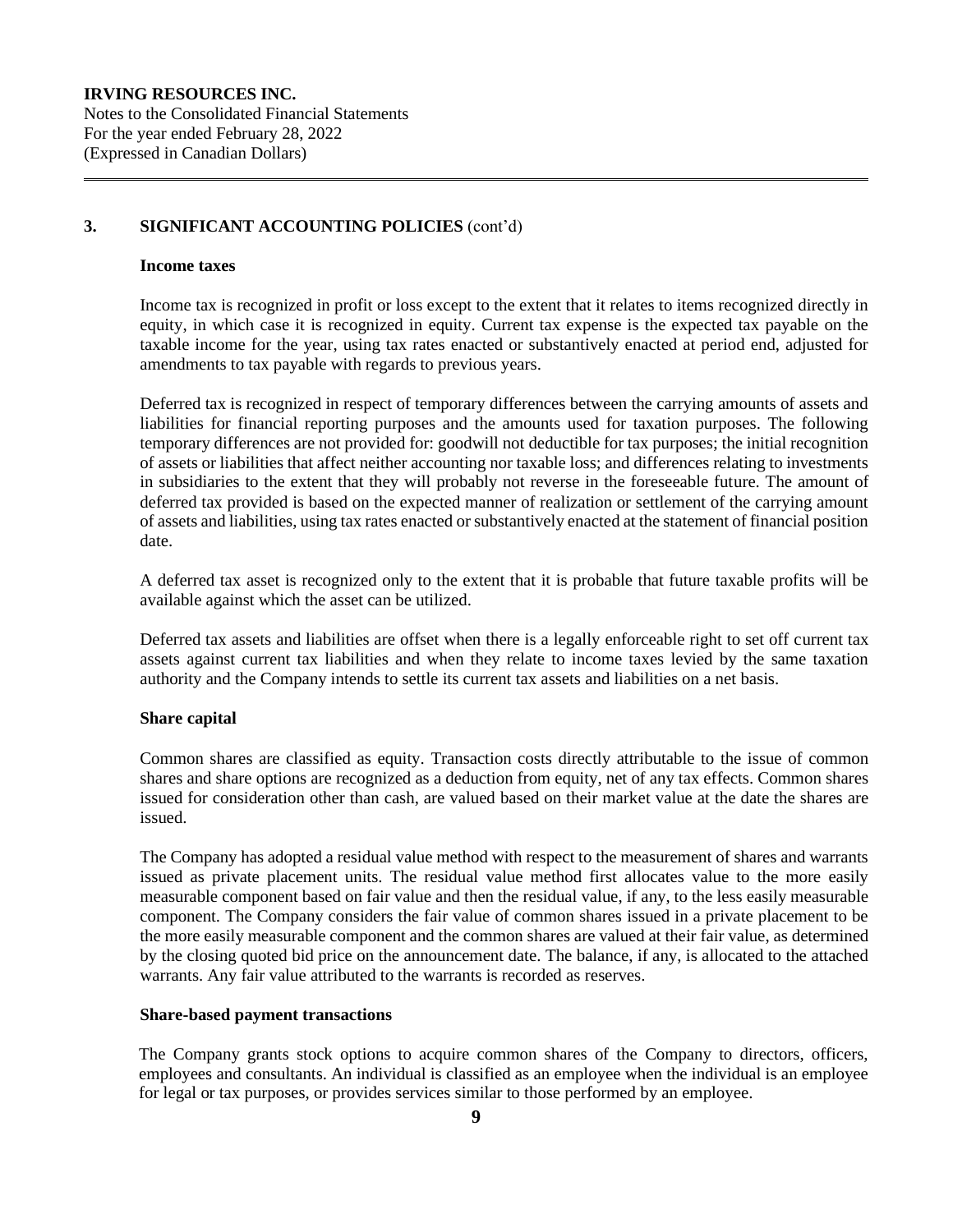## 3. SIGNIFICANT ACCOUNTING POLICIES (cont'd)

### Income taxes

Income tax is recognized in profit or loss except to the extent that it relates to items recognized directly in equity, in which case it is recognized in equity. Current tax expense is the expected tax payable on the taxable income for the year, using tax rates enacted or substantively enacted at period end, adjusted for amendments to tax payable with regards to previous years.

Deferred tax is recognized in respect of temporary differences between the carrying amounts of assets and liabilities for financial reporting purposes and the amounts used for taxation purposes. The following temporary differences are not provided for: goodwill not deductible for tax purposes; the initial recognition of assets or liabilities that affect neither accounting nor taxable loss; and differences relating to investments in subsidiaries to the extent that they will probably not reverse in the foreseeable future. The amount of deferred tax provided is based on the expected manner of realization or settlement of the carrying amount of assets and liabilities, using tax rates enacted or substantively enacted at the statement of financial position date.

A deferred tax asset is recognized only to the extent that it is probable that future taxable profits will be available against which the asset can be utilized.

Deferred tax assets and liabilities are offset when there is a legally enforceable right to set off current tax assets against current tax liabilities and when they relate to income taxes levied by the same taxation authority and the Company intends to settle its current tax assets and liabilities on a net basis.

### Share capital

Common shares are classified as equity. Transaction costs directly attributable to the issue of common shares and share options are recognized as a deduction from equity, net of any tax effects. Common shares issued for consideration other than cash, are valued based on their market value at the date the shares are issued.

The Company has adopted a residual value method with respect to the measurement of shares and warrants issued as private placement units. The residual value method first allocates value to the more easily measurable component based on fair value and then the residual value, if any, to the less easily measurable component. The Company considers the fair value of common shares issued in a private placement to be the more easily measurable component and the common shares are valued at their fair value, as determined by the closing quoted bid price on the announcement date. The balance, if any, is allocated to the attached warrants. Any fair value attributed to the warrants is recorded as reserves.

### Share-based payment transactions

The Company grants stock options to acquire common shares of the Company to directors, officers, employees and consultants. An individual is classified as an employee when the individual is an employee for legal or tax purposes, or provides services similar to those performed by an employee.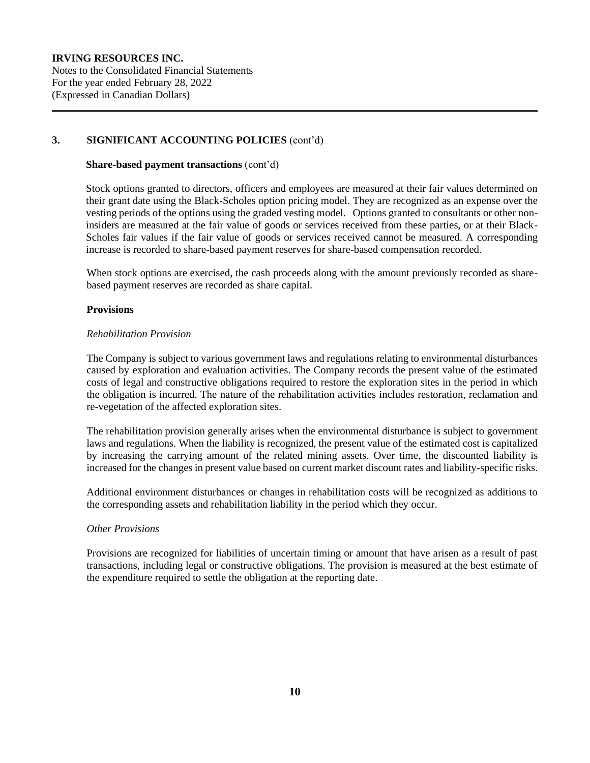## 3. SIGNIFICANT ACCOUNTING POLICIES (cont'd)

### Share-based payment transactions (cont'd)

Stock options granted to directors, officers and employees are measured at their fair values determined on their grant date using the Black-Scholes option pricing model. They are recognized as an expense over the vesting periods of the options using the graded vesting model. Options granted to consultants or other non-insiders are measured at the fair value of goods or services received from these parties, or at their Black-Scholes fair values if the fair value of goods or services received cannot be measured. A corresponding increase is recorded to share-based payment reserves for share-based compensation recorded.

When stock options are exercised, the cash proceeds along with the amount previously recorded as share-based payment reserves are recorded as share capital.

### Provisions

*Rehabilitation Provision*

The Company is subject to various government laws and regulations relating to environmental disturbances caused by exploration and evaluation activities. The Company records the present value of the estimated costs of legal and constructive obligations required to restore the exploration sites in the period in which the obligation is incurred. The nature of the rehabilitation activities includes restoration, reclamation and re-vegetation of the affected exploration sites.

The rehabilitation provision generally arises when the environmental disturbance is subject to government laws and regulations. When the liability is recognized, the present value of the estimated cost is capitalized by increasing the carrying amount of the related mining assets. Over time, the discounted liability is increased for the changes in present value based on current market discount rates and liability-specific risks.

Additional environment disturbances or changes in rehabilitation costs will be recognized as additions to the corresponding assets and rehabilitation liability in the period which they occur.

*Other Provisions*

Provisions are recognized for liabilities of uncertain timing or amount that have arisen as a result of past transactions, including legal or constructive obligations. The provision is measured at the best estimate of the expenditure required to settle the obligation at the reporting date.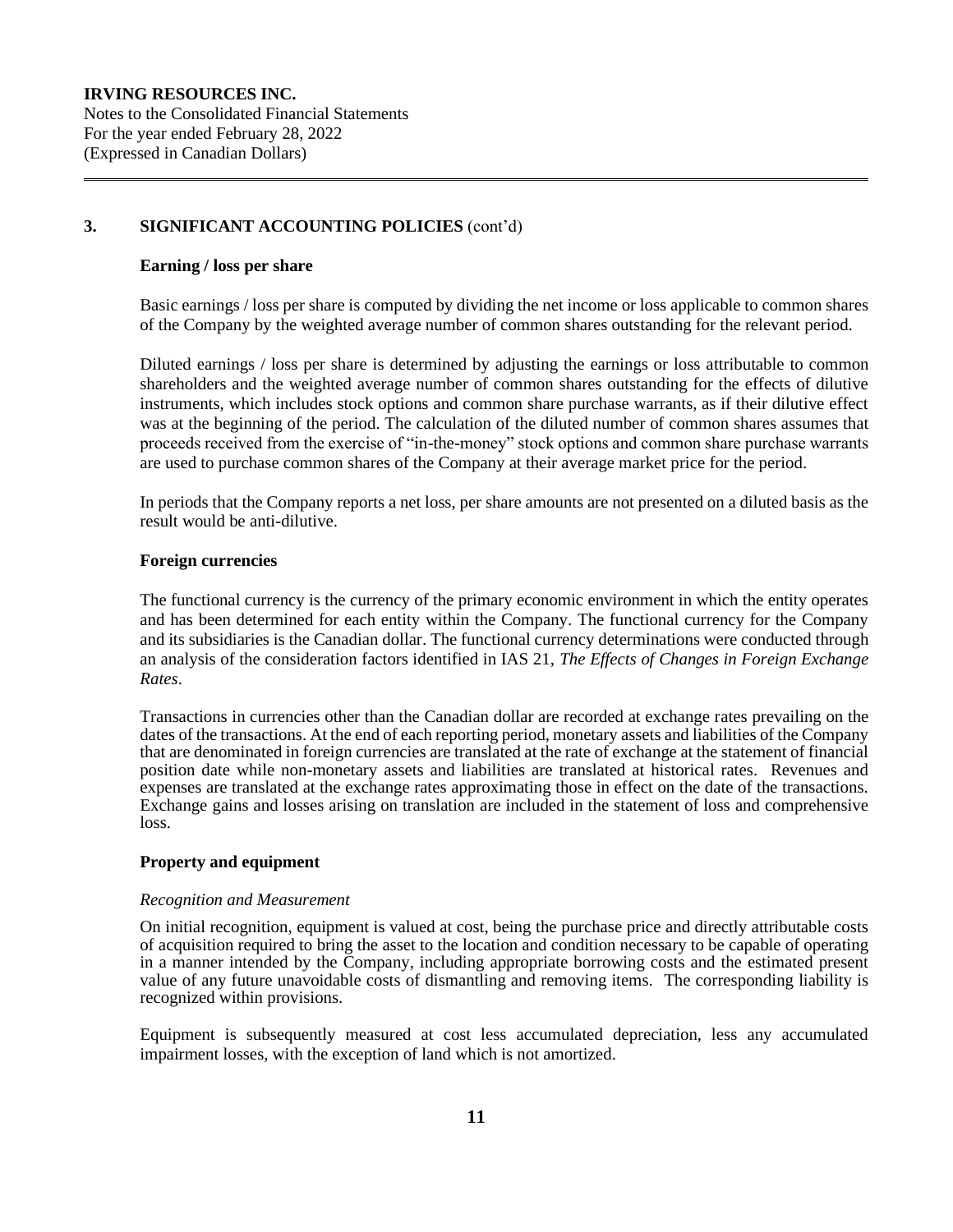## 3. SIGNIFICANT ACCOUNTING POLICIES (cont'd)

### Earning / loss per share

Basic earnings / loss per share is computed by dividing the net income or loss applicable to common shares of the Company by the weighted average number of common shares outstanding for the relevant period.

Diluted earnings / loss per share is determined by adjusting the earnings or loss attributable to common shareholders and the weighted average number of common shares outstanding for the effects of dilutive instruments, which includes stock options and common share purchase warrants, as if their dilutive effect was at the beginning of the period. The calculation of the diluted number of common shares assumes that proceeds received from the exercise of "in-the-money" stock options and common share purchase warrants are used to purchase common shares of the Company at their average market price for the period.

In periods that the Company reports a net loss, per share amounts are not presented on a diluted basis as the result would be anti-dilutive.

### Foreign currencies

The functional currency is the currency of the primary economic environment in which the entity operates and has been determined for each entity within the Company. The functional currency for the Company and its subsidiaries is the Canadian dollar. The functional currency determinations were conducted through an analysis of the consideration factors identified in IAS 21, *The Effects of Changes in Foreign Exchange Rates*.

Transactions in currencies other than the Canadian dollar are recorded at exchange rates prevailing on the dates of the transactions. At the end of each reporting period, monetary assets and liabilities of the Company that are denominated in foreign currencies are translated at the rate of exchange at the statement of financial position date while non-monetary assets and liabilities are translated at historical rates. Revenues and expenses are translated at the exchange rates approximating those in effect on the date of the transactions. Exchange gains and losses arising on translation are included in the statement of loss and comprehensive loss.

### Property and equipment

*Recognition and Measurement*

On initial recognition, equipment is valued at cost, being the purchase price and directly attributable costs of acquisition required to bring the asset to the location and condition necessary to be capable of operating in a manner intended by the Company, including appropriate borrowing costs and the estimated present value of any future unavoidable costs of dismantling and removing items. The corresponding liability is recognized within provisions.

Equipment is subsequently measured at cost less accumulated depreciation, less any accumulated impairment losses, with the exception of land which is not amortized.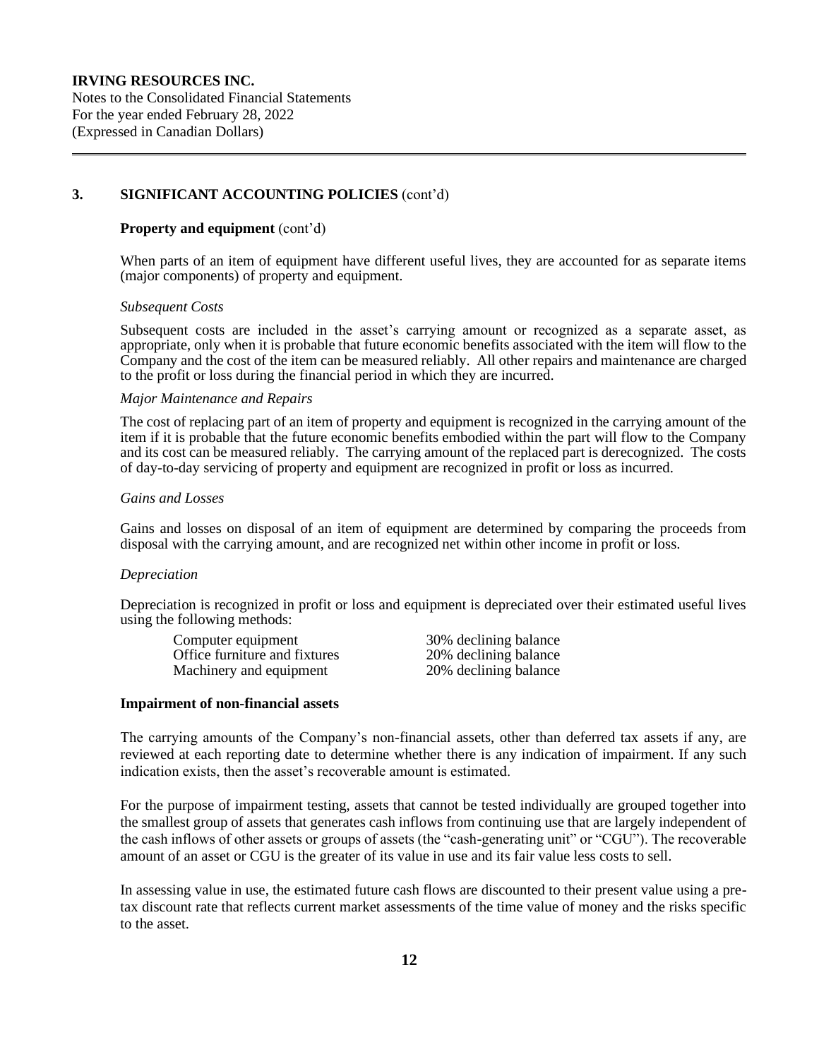## 3. SIGNIFICANT ACCOUNTING POLICIES (cont'd)

### Property and equipment (cont'd)

When parts of an item of equipment have different useful lives, they are accounted for as separate items (major components) of property and equipment.

*Subsequent Costs*

Subsequent costs are included in the asset's carrying amount or recognized as a separate asset, as appropriate, only when it is probable that future economic benefits associated with the item will flow to the Company and the cost of the item can be measured reliably. All other repairs and maintenance are charged to the profit or loss during the financial period in which they are incurred.

*Major Maintenance and Repairs*

The cost of replacing part of an item of property and equipment is recognized in the carrying amount of the item if it is probable that the future economic benefits embodied within the part will flow to the Company and its cost can be measured reliably. The carrying amount of the replaced part is derecognized. The costs of day-to-day servicing of property and equipment are recognized in profit or loss as incurred.

*Gains and Losses*

Gains and losses on disposal of an item of equipment are determined by comparing the proceeds from disposal with the carrying amount, and are recognized net within other income in profit or loss.

*Depreciation*

Depreciation is recognized in profit or loss and equipment is depreciated over their estimated useful lives using the following methods:

| | |
|---|---|
| Computer equipment | 30% declining balance |
| Office furniture and fixtures | 20% declining balance |
| Machinery and equipment | 20% declining balance |

### Impairment of non-financial assets

The carrying amounts of the Company's non-financial assets, other than deferred tax assets if any, are reviewed at each reporting date to determine whether there is any indication of impairment. If any such indication exists, then the asset's recoverable amount is estimated.

For the purpose of impairment testing, assets that cannot be tested individually are grouped together into the smallest group of assets that generates cash inflows from continuing use that are largely independent of the cash inflows of other assets or groups of assets (the "cash-generating unit" or "CGU"). The recoverable amount of an asset or CGU is the greater of its value in use and its fair value less costs to sell.

In assessing value in use, the estimated future cash flows are discounted to their present value using a pre-tax discount rate that reflects current market assessments of the time value of money and the risks specific to the asset.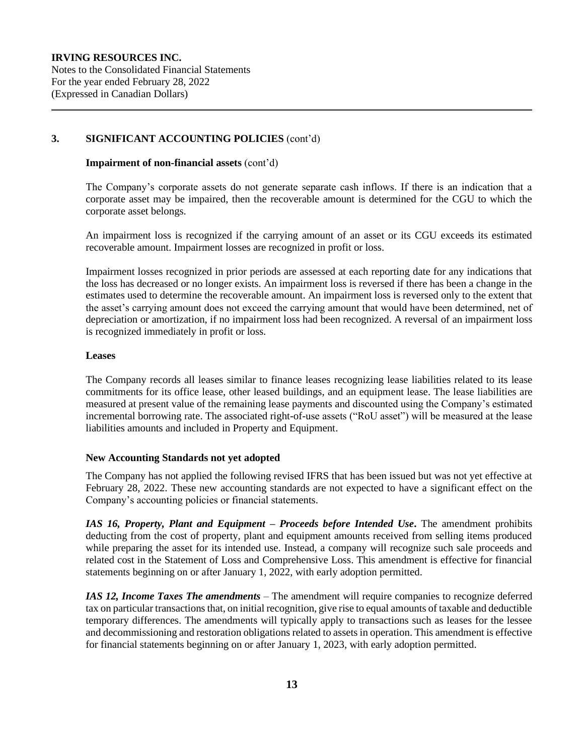## 3. SIGNIFICANT ACCOUNTING POLICIES (cont'd)

### Impairment of non-financial assets (cont'd)

The Company's corporate assets do not generate separate cash inflows. If there is an indication that a corporate asset may be impaired, then the recoverable amount is determined for the CGU to which the corporate asset belongs.

An impairment loss is recognized if the carrying amount of an asset or its CGU exceeds its estimated recoverable amount. Impairment losses are recognized in profit or loss.

Impairment losses recognized in prior periods are assessed at each reporting date for any indications that the loss has decreased or no longer exists. An impairment loss is reversed if there has been a change in the estimates used to determine the recoverable amount. An impairment loss is reversed only to the extent that the asset's carrying amount does not exceed the carrying amount that would have been determined, net of depreciation or amortization, if no impairment loss had been recognized. A reversal of an impairment loss is recognized immediately in profit or loss.

### Leases

The Company records all leases similar to finance leases recognizing lease liabilities related to its lease commitments for its office lease, other leased buildings, and an equipment lease. The lease liabilities are measured at present value of the remaining lease payments and discounted using the Company's estimated incremental borrowing rate. The associated right-of-use assets ("RoU asset") will be measured at the lease liabilities amounts and included in Property and Equipment.

### New Accounting Standards not yet adopted

The Company has not applied the following revised IFRS that has been issued but was not yet effective at February 28, 2022. These new accounting standards are not expected to have a significant effect on the Company's accounting policies or financial statements.

***IAS 16, Property, Plant and Equipment – Proceeds before Intended Use*.** The amendment prohibits deducting from the cost of property, plant and equipment amounts received from selling items produced while preparing the asset for its intended use. Instead, a company will recognize such sale proceeds and related cost in the Statement of Loss and Comprehensive Loss. This amendment is effective for financial statements beginning on or after January 1, 2022, with early adoption permitted.

***IAS 12, Income Taxes The amendments*** – The amendment will require companies to recognize deferred tax on particular transactions that, on initial recognition, give rise to equal amounts of taxable and deductible temporary differences. The amendments will typically apply to transactions such as leases for the lessee and decommissioning and restoration obligations related to assets in operation. This amendment is effective for financial statements beginning on or after January 1, 2023, with early adoption permitted.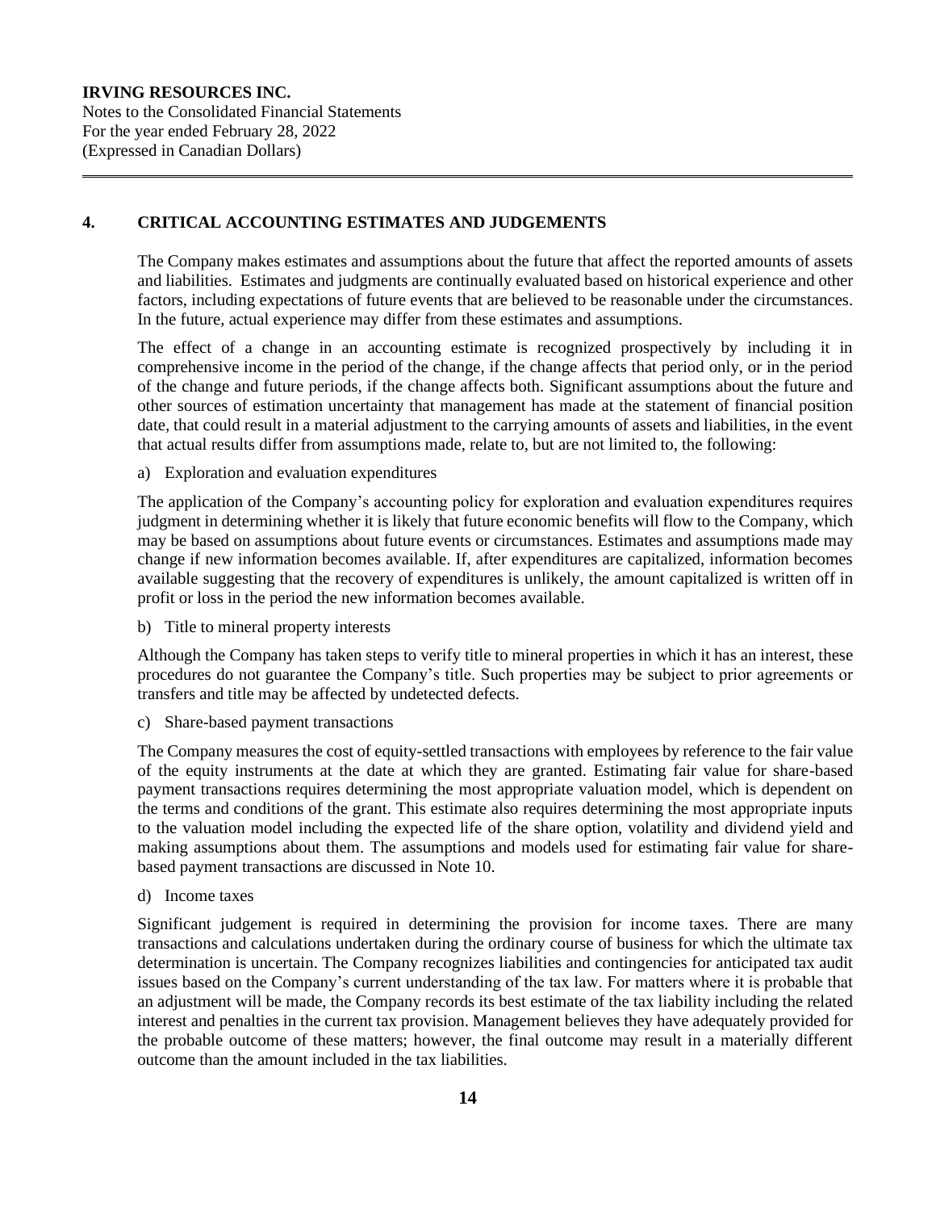## 4. CRITICAL ACCOUNTING ESTIMATES AND JUDGEMENTS

The Company makes estimates and assumptions about the future that affect the reported amounts of assets and liabilities. Estimates and judgments are continually evaluated based on historical experience and other factors, including expectations of future events that are believed to be reasonable under the circumstances. In the future, actual experience may differ from these estimates and assumptions.

The effect of a change in an accounting estimate is recognized prospectively by including it in comprehensive income in the period of the change, if the change affects that period only, or in the period of the change and future periods, if the change affects both. Significant assumptions about the future and other sources of estimation uncertainty that management has made at the statement of financial position date, that could result in a material adjustment to the carrying amounts of assets and liabilities, in the event that actual results differ from assumptions made, relate to, but are not limited to, the following:

a) Exploration and evaluation expenditures

The application of the Company's accounting policy for exploration and evaluation expenditures requires judgment in determining whether it is likely that future economic benefits will flow to the Company, which may be based on assumptions about future events or circumstances. Estimates and assumptions made may change if new information becomes available. If, after expenditures are capitalized, information becomes available suggesting that the recovery of expenditures is unlikely, the amount capitalized is written off in profit or loss in the period the new information becomes available.

b) Title to mineral property interests

Although the Company has taken steps to verify title to mineral properties in which it has an interest, these procedures do not guarantee the Company's title. Such properties may be subject to prior agreements or transfers and title may be affected by undetected defects.

c) Share-based payment transactions

The Company measures the cost of equity-settled transactions with employees by reference to the fair value of the equity instruments at the date at which they are granted. Estimating fair value for share-based payment transactions requires determining the most appropriate valuation model, which is dependent on the terms and conditions of the grant. This estimate also requires determining the most appropriate inputs to the valuation model including the expected life of the share option, volatility and dividend yield and making assumptions about them. The assumptions and models used for estimating fair value for share-based payment transactions are discussed in Note 10.

d) Income taxes

Significant judgement is required in determining the provision for income taxes. There are many transactions and calculations undertaken during the ordinary course of business for which the ultimate tax determination is uncertain. The Company recognizes liabilities and contingencies for anticipated tax audit issues based on the Company's current understanding of the tax law. For matters where it is probable that an adjustment will be made, the Company records its best estimate of the tax liability including the related interest and penalties in the current tax provision. Management believes they have adequately provided for the probable outcome of these matters; however, the final outcome may result in a materially different outcome than the amount included in the tax liabilities.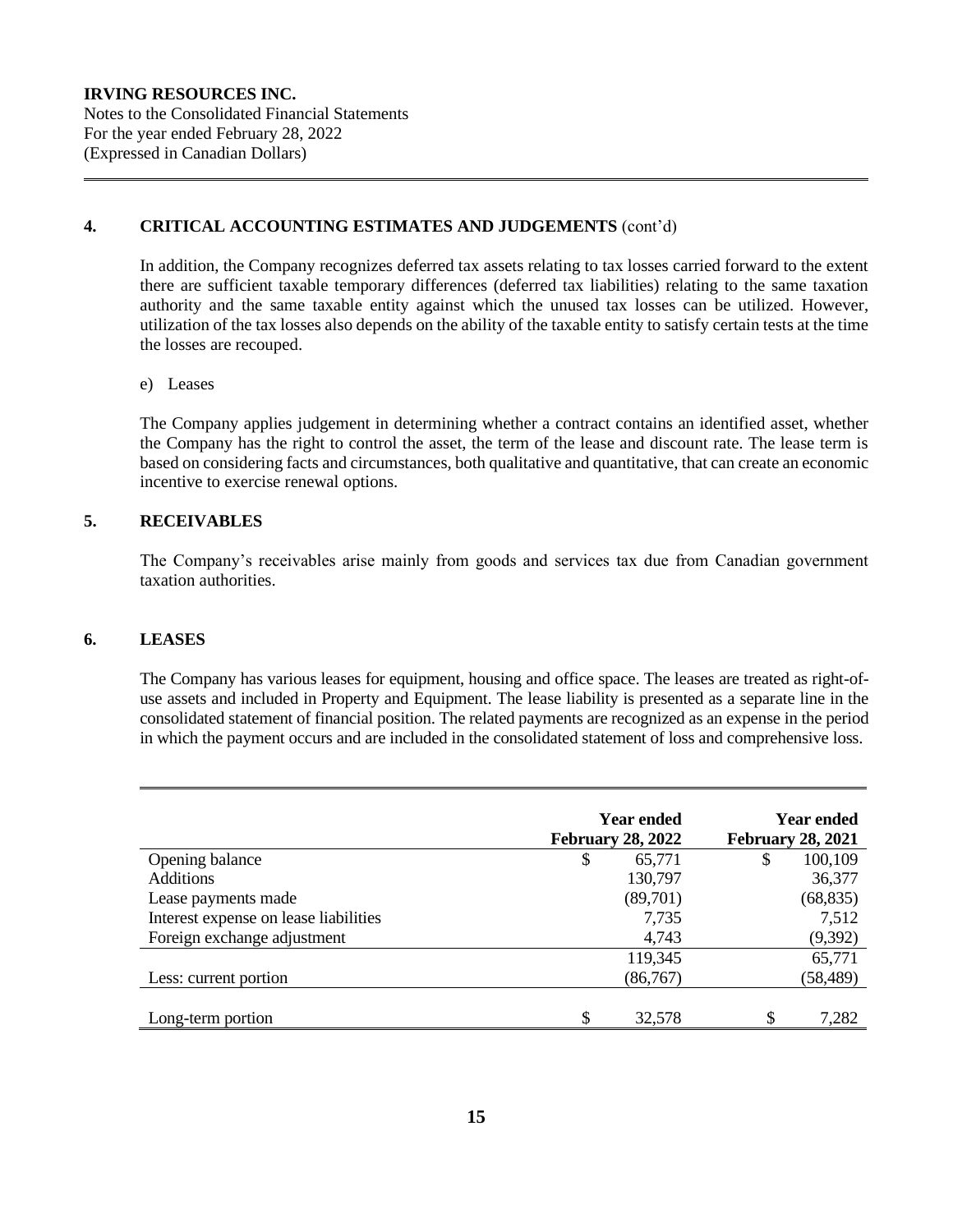## 4. CRITICAL ACCOUNTING ESTIMATES AND JUDGEMENTS (cont'd)

In addition, the Company recognizes deferred tax assets relating to tax losses carried forward to the extent there are sufficient taxable temporary differences (deferred tax liabilities) relating to the same taxation authority and the same taxable entity against which the unused tax losses can be utilized. However, utilization of the tax losses also depends on the ability of the taxable entity to satisfy certain tests at the time the losses are recouped.

e) Leases

The Company applies judgement in determining whether a contract contains an identified asset, whether the Company has the right to control the asset, the term of the lease and discount rate. The lease term is based on considering facts and circumstances, both qualitative and quantitative, that can create an economic incentive to exercise renewal options.

## 5. RECEIVABLES

The Company's receivables arise mainly from goods and services tax due from Canadian government taxation authorities.

## 6. LEASES

The Company has various leases for equipment, housing and office space. The leases are treated as right-of-use assets and included in Property and Equipment. The lease liability is presented as a separate line in the consolidated statement of financial position. The related payments are recognized as an expense in the period in which the payment occurs and are included in the consolidated statement of loss and comprehensive loss.

| | Year ended February 28, 2022 | Year ended February 28, 2021 |
|---|---|---|
| Opening balance | $ 65,771 | $ 100,109 |
| Additions | 130,797 | 36,377 |
| Lease payments made | (89,701) | (68,835) |
| Interest expense on lease liabilities | 7,735 | 7,512 |
| Foreign exchange adjustment | 4,743 | (9,392) |
| | 119,345 | 65,771 |
| Less: current portion | (86,767) | (58,489) |
| Long-term portion | $ 32,578 | $ 7,282 |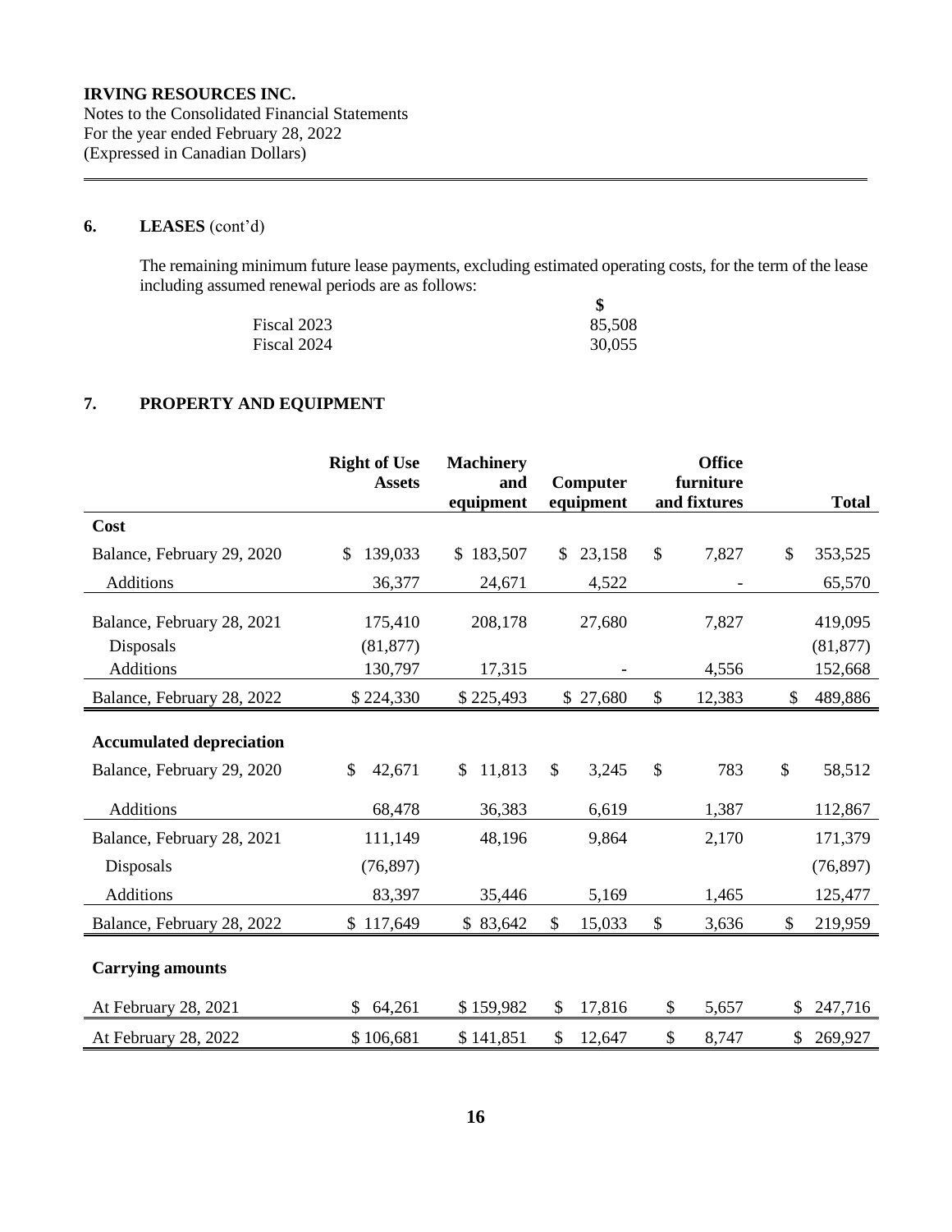**IRVING RESOURCES INC.**
Notes to the Consolidated Financial Statements
For the year ended February 28, 2022
(Expressed in Canadian Dollars)

## 6. LEASES (cont'd)

The remaining minimum future lease payments, excluding estimated operating costs, for the term of the lease including assumed renewal periods are as follows:

| | $ |
|---|---|
| Fiscal 2023 | 85,508 |
| Fiscal 2024 | 30,055 |

## 7. PROPERTY AND EQUIPMENT

| | Right of Use Assets | Machinery and equipment | Computer equipment | Office furniture and fixtures | Total |
|---|---|---|---|---|---|
| **Cost** | | | | | |
| Balance, February 29, 2020 | $ 139,033 | $ 183,507 | $ 23,158 | $ 7,827 | $ 353,525 |
| Additions | 36,377 | 24,671 | 4,522 | - | 65,570 |
| Balance, February 28, 2021 | 175,410 | 208,178 | 27,680 | 7,827 | 419,095 |
| Disposals | (81,877) | | | | (81,877) |
| Additions | 130,797 | 17,315 | - | 4,556 | 152,668 |
| Balance, February 28, 2022 | $ 224,330 | $ 225,493 | $ 27,680 | $ 12,383 | $ 489,886 |
| **Accumulated depreciation** | | | | | |
| Balance, February 29, 2020 | $ 42,671 | $ 11,813 | $ 3,245 | $ 783 | $ 58,512 |
| Additions | 68,478 | 36,383 | 6,619 | 1,387 | 112,867 |
| Balance, February 28, 2021 | 111,149 | 48,196 | 9,864 | 2,170 | 171,379 |
| Disposals | (76,897) | | | | (76,897) |
| Additions | 83,397 | 35,446 | 5,169 | 1,465 | 125,477 |
| Balance, February 28, 2022 | $ 117,649 | $ 83,642 | $ 15,033 | $ 3,636 | $ 219,959 |
| **Carrying amounts** | | | | | |
| At February 28, 2021 | $ 64,261 | $ 159,982 | $ 17,816 | $ 5,657 | $ 247,716 |
| At February 28, 2022 | $ 106,681 | $ 141,851 | $ 12,647 | $ 8,747 | $ 269,927 |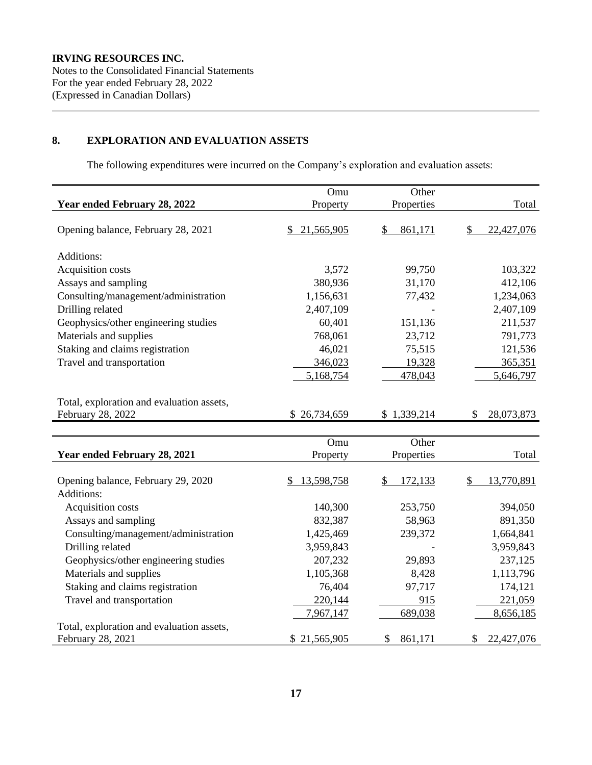**IRVING RESOURCES INC.**
Notes to the Consolidated Financial Statements
For the year ended February 28, 2022
(Expressed in Canadian Dollars)

## 8. EXPLORATION AND EVALUATION ASSETS

The following expenditures were incurred on the Company's exploration and evaluation assets:

| Year ended February 28, 2022 | Omu Property | Other Properties | Total |
|---|---|---|---|
| Opening balance, February 28, 2021 | $ 21,565,905 | $ 861,171 | $ 22,427,076 |
| Additions: | | | |
| Acquisition costs | 3,572 | 99,750 | 103,322 |
| Assays and sampling | 380,936 | 31,170 | 412,106 |
| Consulting/management/administration | 1,156,631 | 77,432 | 1,234,063 |
| Drilling related | 2,407,109 | - | 2,407,109 |
| Geophysics/other engineering studies | 60,401 | 151,136 | 211,537 |
| Materials and supplies | 768,061 | 23,712 | 791,773 |
| Staking and claims registration | 46,021 | 75,515 | 121,536 |
| Travel and transportation | 346,023 | 19,328 | 365,351 |
| | 5,168,754 | 478,043 | 5,646,797 |
| Total, exploration and evaluation assets, February 28, 2022 | $ 26,734,659 | $ 1,339,214 | $ 28,073,873 |

| Year ended February 28, 2021 | Omu Property | Other Properties | Total |
|---|---|---|---|
| Opening balance, February 29, 2020 | $ 13,598,758 | $ 172,133 | $ 13,770,891 |
| Additions: | | | |
| Acquisition costs | 140,300 | 253,750 | 394,050 |
| Assays and sampling | 832,387 | 58,963 | 891,350 |
| Consulting/management/administration | 1,425,469 | 239,372 | 1,664,841 |
| Drilling related | 3,959,843 | - | 3,959,843 |
| Geophysics/other engineering studies | 207,232 | 29,893 | 237,125 |
| Materials and supplies | 1,105,368 | 8,428 | 1,113,796 |
| Staking and claims registration | 76,404 | 97,717 | 174,121 |
| Travel and transportation | 220,144 | 915 | 221,059 |
| | 7,967,147 | 689,038 | 8,656,185 |
| Total, exploration and evaluation assets, February 28, 2021 | $ 21,565,905 | $ 861,171 | $ 22,427,076 |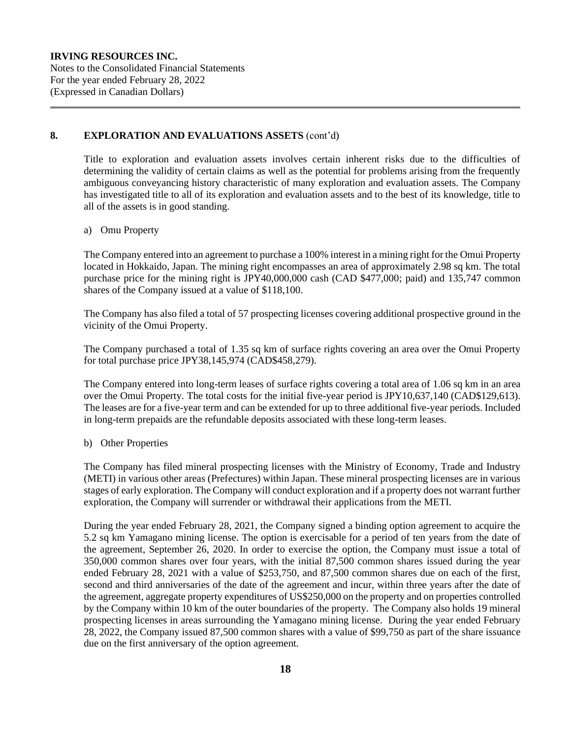## 8. EXPLORATION AND EVALUATIONS ASSETS (cont'd)

Title to exploration and evaluation assets involves certain inherent risks due to the difficulties of determining the validity of certain claims as well as the potential for problems arising from the frequently ambiguous conveyancing history characteristic of many exploration and evaluation assets. The Company has investigated title to all of its exploration and evaluation assets and to the best of its knowledge, title to all of the assets is in good standing.

a) Omu Property

The Company entered into an agreement to purchase a 100% interest in a mining right for the Omui Property located in Hokkaido, Japan. The mining right encompasses an area of approximately 2.98 sq km. The total purchase price for the mining right is JPY40,000,000 cash (CAD $477,000; paid) and 135,747 common shares of the Company issued at a value of $118,100.

The Company has also filed a total of 57 prospecting licenses covering additional prospective ground in the vicinity of the Omui Property.

The Company purchased a total of 1.35 sq km of surface rights covering an area over the Omui Property for total purchase price JPY38,145,974 (CAD$458,279).

The Company entered into long-term leases of surface rights covering a total area of 1.06 sq km in an area over the Omui Property. The total costs for the initial five-year period is JPY10,637,140 (CAD$129,613). The leases are for a five-year term and can be extended for up to three additional five-year periods. Included in long-term prepaids are the refundable deposits associated with these long-term leases.

b) Other Properties

The Company has filed mineral prospecting licenses with the Ministry of Economy, Trade and Industry (METI) in various other areas (Prefectures) within Japan. These mineral prospecting licenses are in various stages of early exploration. The Company will conduct exploration and if a property does not warrant further exploration, the Company will surrender or withdrawal their applications from the METI.

During the year ended February 28, 2021, the Company signed a binding option agreement to acquire the 5.2 sq km Yamagano mining license. The option is exercisable for a period of ten years from the date of the agreement, September 26, 2020. In order to exercise the option, the Company must issue a total of 350,000 common shares over four years, with the initial 87,500 common shares issued during the year ended February 28, 2021 with a value of $253,750, and 87,500 common shares due on each of the first, second and third anniversaries of the date of the agreement and incur, within three years after the date of the agreement, aggregate property expenditures of US$250,000 on the property and on properties controlled by the Company within 10 km of the outer boundaries of the property. The Company also holds 19 mineral prospecting licenses in areas surrounding the Yamagano mining license. During the year ended February 28, 2022, the Company issued 87,500 common shares with a value of $99,750 as part of the share issuance due on the first anniversary of the option agreement.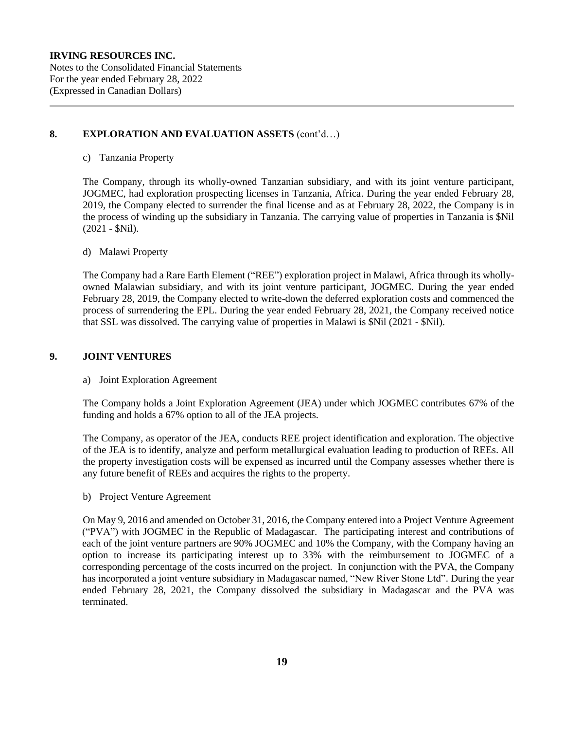## 8. EXPLORATION AND EVALUATION ASSETS (cont'd…)

c) Tanzania Property

The Company, through its wholly-owned Tanzanian subsidiary, and with its joint venture participant, JOGMEC, had exploration prospecting licenses in Tanzania, Africa. During the year ended February 28, 2019, the Company elected to surrender the final license and as at February 28, 2022, the Company is in the process of winding up the subsidiary in Tanzania. The carrying value of properties in Tanzania is $Nil (2021 - $Nil).

d) Malawi Property

The Company had a Rare Earth Element ("REE") exploration project in Malawi, Africa through its wholly-owned Malawian subsidiary, and with its joint venture participant, JOGMEC. During the year ended February 28, 2019, the Company elected to write-down the deferred exploration costs and commenced the process of surrendering the EPL. During the year ended February 28, 2021, the Company received notice that SSL was dissolved. The carrying value of properties in Malawi is $Nil (2021 - $Nil).

## 9. JOINT VENTURES

a) Joint Exploration Agreement

The Company holds a Joint Exploration Agreement (JEA) under which JOGMEC contributes 67% of the funding and holds a 67% option to all of the JEA projects.

The Company, as operator of the JEA, conducts REE project identification and exploration. The objective of the JEA is to identify, analyze and perform metallurgical evaluation leading to production of REEs. All the property investigation costs will be expensed as incurred until the Company assesses whether there is any future benefit of REEs and acquires the rights to the property.

b) Project Venture Agreement

On May 9, 2016 and amended on October 31, 2016, the Company entered into a Project Venture Agreement ("PVA") with JOGMEC in the Republic of Madagascar. The participating interest and contributions of each of the joint venture partners are 90% JOGMEC and 10% the Company, with the Company having an option to increase its participating interest up to 33% with the reimbursement to JOGMEC of a corresponding percentage of the costs incurred on the project. In conjunction with the PVA, the Company has incorporated a joint venture subsidiary in Madagascar named, "New River Stone Ltd". During the year ended February 28, 2021, the Company dissolved the subsidiary in Madagascar and the PVA was terminated.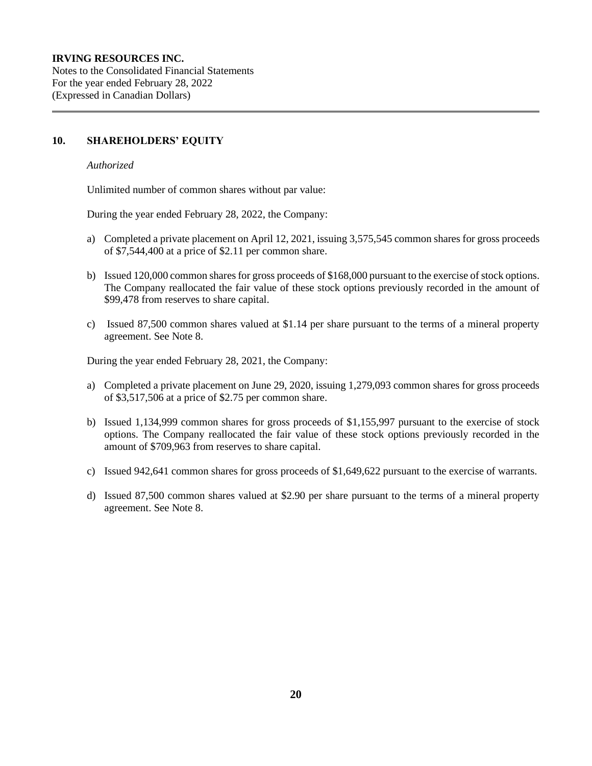## 10. SHAREHOLDERS' EQUITY

*Authorized*

Unlimited number of common shares without par value:

During the year ended February 28, 2022, the Company:

a) Completed a private placement on April 12, 2021, issuing 3,575,545 common shares for gross proceeds of $7,544,400 at a price of $2.11 per common share.

b) Issued 120,000 common shares for gross proceeds of $168,000 pursuant to the exercise of stock options. The Company reallocated the fair value of these stock options previously recorded in the amount of $99,478 from reserves to share capital.

c) Issued 87,500 common shares valued at $1.14 per share pursuant to the terms of a mineral property agreement. See Note 8.

During the year ended February 28, 2021, the Company:

a) Completed a private placement on June 29, 2020, issuing 1,279,093 common shares for gross proceeds of $3,517,506 at a price of $2.75 per common share.

b) Issued 1,134,999 common shares for gross proceeds of $1,155,997 pursuant to the exercise of stock options. The Company reallocated the fair value of these stock options previously recorded in the amount of $709,963 from reserves to share capital.

c) Issued 942,641 common shares for gross proceeds of $1,649,622 pursuant to the exercise of warrants.

d) Issued 87,500 common shares valued at $2.90 per share pursuant to the terms of a mineral property agreement. See Note 8.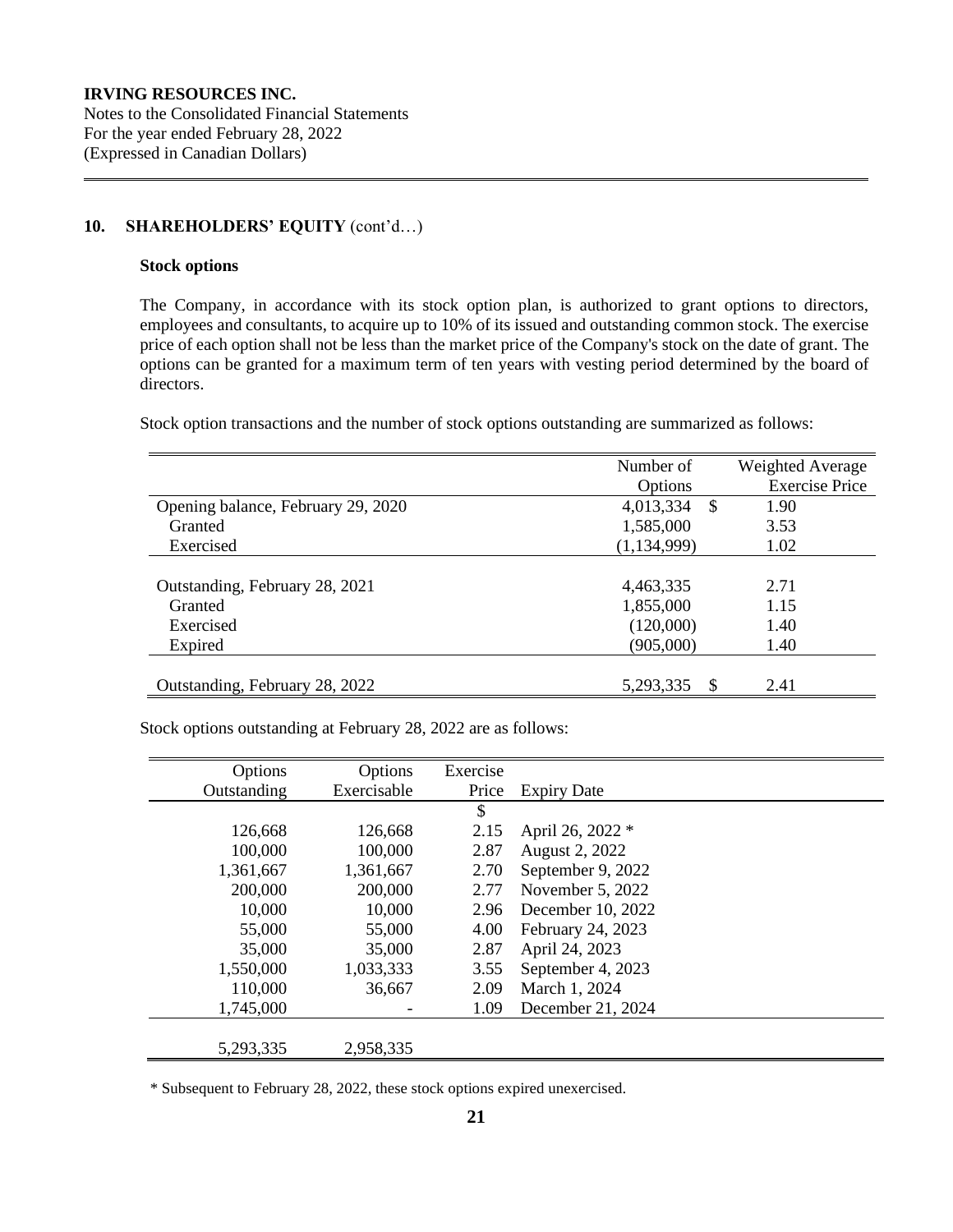**IRVING RESOURCES INC.**
Notes to the Consolidated Financial Statements
For the year ended February 28, 2022
(Expressed in Canadian Dollars)

## 10. SHAREHOLDERS' EQUITY (cont'd…)

### Stock options

The Company, in accordance with its stock option plan, is authorized to grant options to directors, employees and consultants, to acquire up to 10% of its issued and outstanding common stock. The exercise price of each option shall not be less than the market price of the Company's stock on the date of grant. The options can be granted for a maximum term of ten years with vesting period determined by the board of directors.

Stock option transactions and the number of stock options outstanding are summarized as follows:

| | Number of Options | Weighted Average Exercise Price |
|---|---|---|
| Opening balance, February 29, 2020 | 4,013,334 | $ 1.90 |
| Granted | 1,585,000 | 3.53 |
| Exercised | (1,134,999) | 1.02 |
| Outstanding, February 28, 2021 | 4,463,335 | 2.71 |
| Granted | 1,855,000 | 1.15 |
| Exercised | (120,000) | 1.40 |
| Expired | (905,000) | 1.40 |
| Outstanding, February 28, 2022 | 5,293,335 | $ 2.41 |

Stock options outstanding at February 28, 2022 are as follows:

| Options Outstanding | Options Exercisable | Exercise Price | Expiry Date |
|---|---|---|---|
| | | $ | |
| 126,668 | 126,668 | 2.15 | April 26, 2022 * |
| 100,000 | 100,000 | 2.87 | August 2, 2022 |
| 1,361,667 | 1,361,667 | 2.70 | September 9, 2022 |
| 200,000 | 200,000 | 2.77 | November 5, 2022 |
| 10,000 | 10,000 | 2.96 | December 10, 2022 |
| 55,000 | 55,000 | 4.00 | February 24, 2023 |
| 35,000 | 35,000 | 2.87 | April 24, 2023 |
| 1,550,000 | 1,033,333 | 3.55 | September 4, 2023 |
| 110,000 | 36,667 | 2.09 | March 1, 2024 |
| 1,745,000 | - | 1.09 | December 21, 2024 |
| 5,293,335 | 2,958,335 | | |

\* Subsequent to February 28, 2022, these stock options expired unexercised.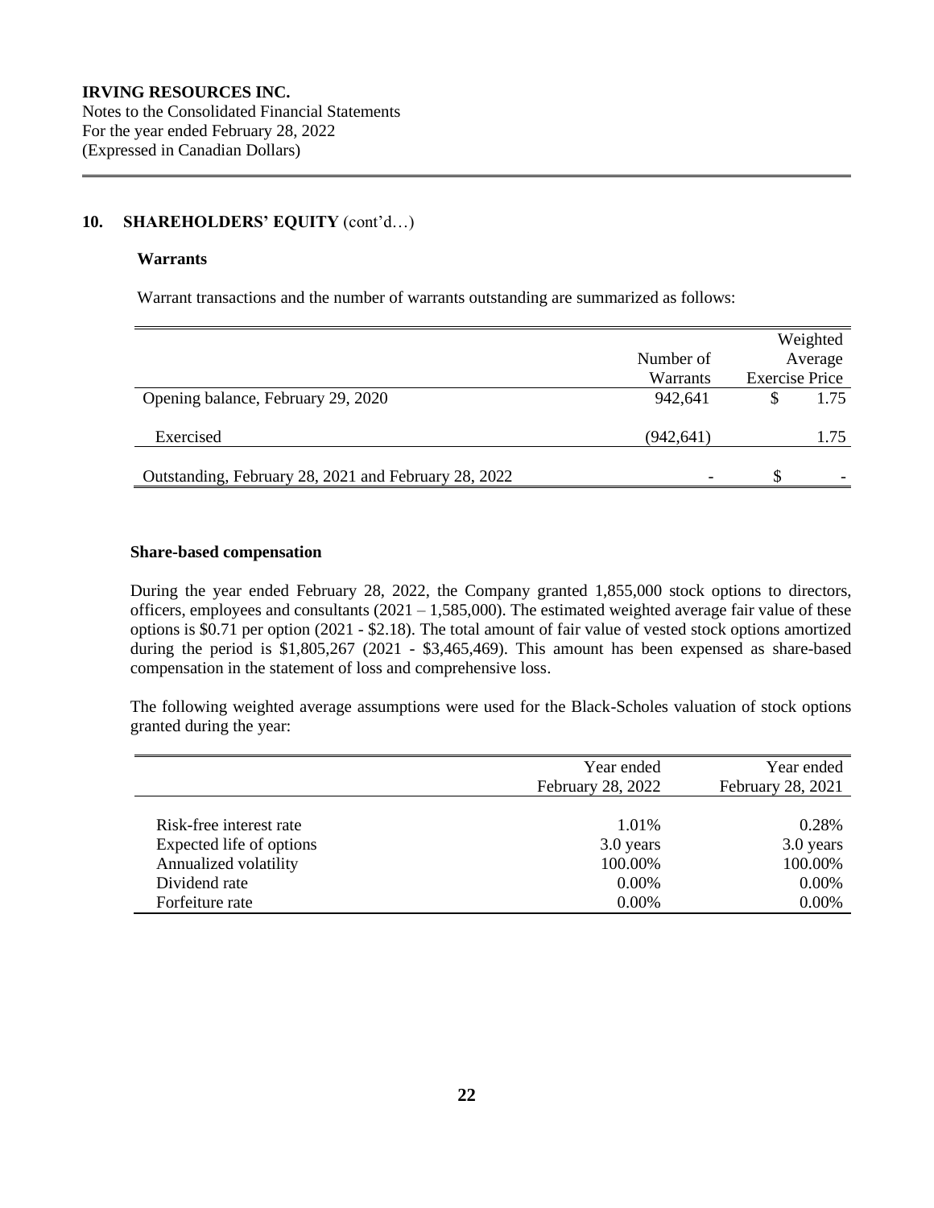## 10. SHAREHOLDERS' EQUITY (cont'd…)

### Warrants

Warrant transactions and the number of warrants outstanding are summarized as follows:

| | Number of Warrants | Weighted Average Exercise Price |
|---|---|---|
| Opening balance, February 29, 2020 | 942,641 | $ 1.75 |
| Exercised | (942,641) | 1.75 |
| Outstanding, February 28, 2021 and February 28, 2022 | - | $ - |

### Share-based compensation

During the year ended February 28, 2022, the Company granted 1,855,000 stock options to directors, officers, employees and consultants (2021 – 1,585,000). The estimated weighted average fair value of these options is $0.71 per option (2021 - $2.18). The total amount of fair value of vested stock options amortized during the period is $1,805,267 (2021 - $3,465,469). This amount has been expensed as share-based compensation in the statement of loss and comprehensive loss.

The following weighted average assumptions were used for the Black-Scholes valuation of stock options granted during the year:

| | Year ended February 28, 2022 | Year ended February 28, 2021 |
|---|---|---|
| Risk-free interest rate | 1.01% | 0.28% |
| Expected life of options | 3.0 years | 3.0 years |
| Annualized volatility | 100.00% | 100.00% |
| Dividend rate | 0.00% | 0.00% |
| Forfeiture rate | 0.00% | 0.00% |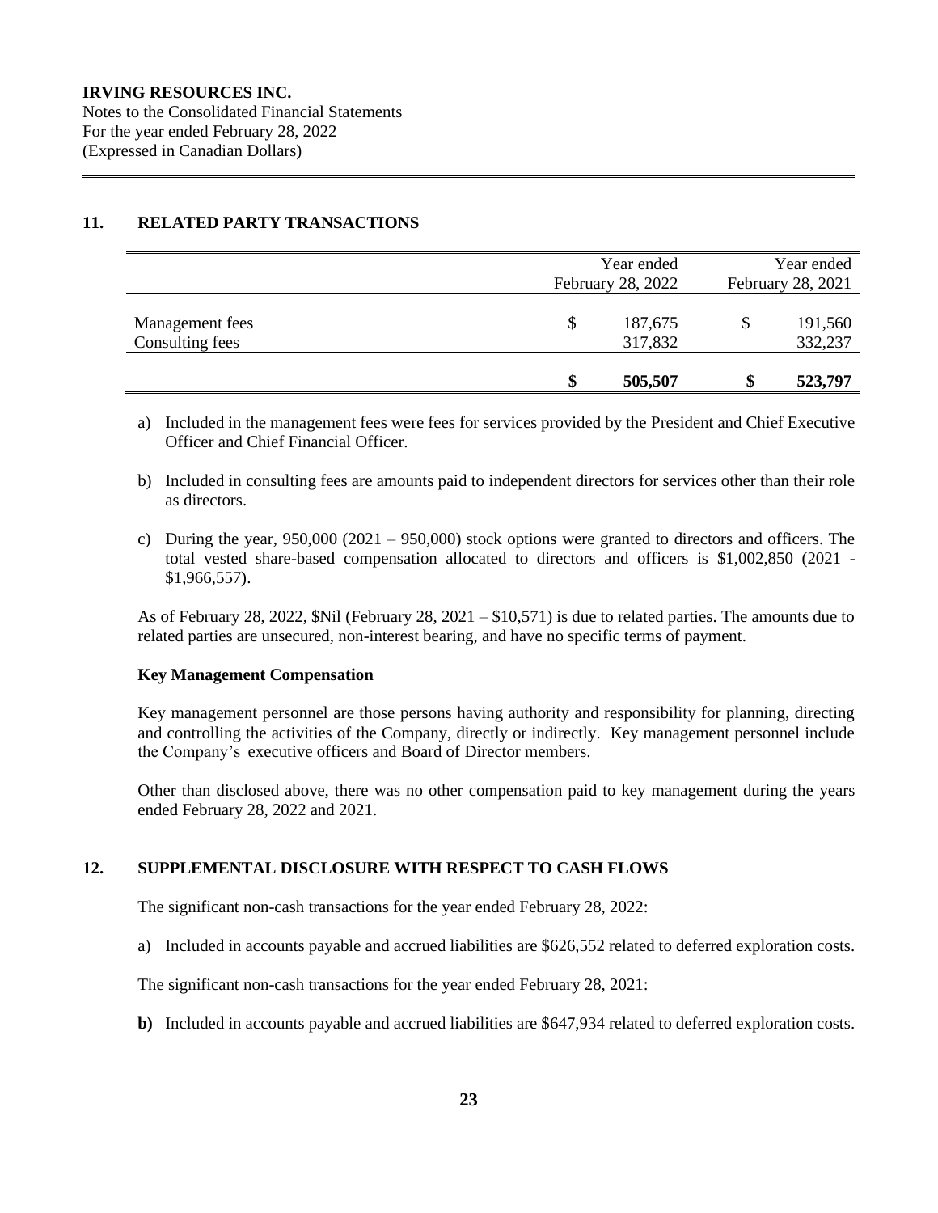**IRVING RESOURCES INC.**
Notes to the Consolidated Financial Statements
For the year ended February 28, 2022
(Expressed in Canadian Dollars)

## 11. RELATED PARTY TRANSACTIONS

| | Year ended February 28, 2022 | Year ended February 28, 2021 |
|---|---|---|
| Management fees | $ 187,675 | $ 191,560 |
| Consulting fees | 317,832 | 332,237 |
| | **$ 505,507** | **$ 523,797** |

a) Included in the management fees were fees for services provided by the President and Chief Executive Officer and Chief Financial Officer.

b) Included in consulting fees are amounts paid to independent directors for services other than their role as directors.

c) During the year, 950,000 (2021 – 950,000) stock options were granted to directors and officers. The total vested share-based compensation allocated to directors and officers is $1,002,850 (2021 - $1,966,557).

As of February 28, 2022, $Nil (February 28, 2021 – $10,571) is due to related parties. The amounts due to related parties are unsecured, non-interest bearing, and have no specific terms of payment.

**Key Management Compensation**

Key management personnel are those persons having authority and responsibility for planning, directing and controlling the activities of the Company, directly or indirectly. Key management personnel include the Company's executive officers and Board of Director members.

Other than disclosed above, there was no other compensation paid to key management during the years ended February 28, 2022 and 2021.

## 12. SUPPLEMENTAL DISCLOSURE WITH RESPECT TO CASH FLOWS

The significant non-cash transactions for the year ended February 28, 2022:

a) Included in accounts payable and accrued liabilities are $626,552 related to deferred exploration costs.

The significant non-cash transactions for the year ended February 28, 2021:

**b)** Included in accounts payable and accrued liabilities are $647,934 related to deferred exploration costs.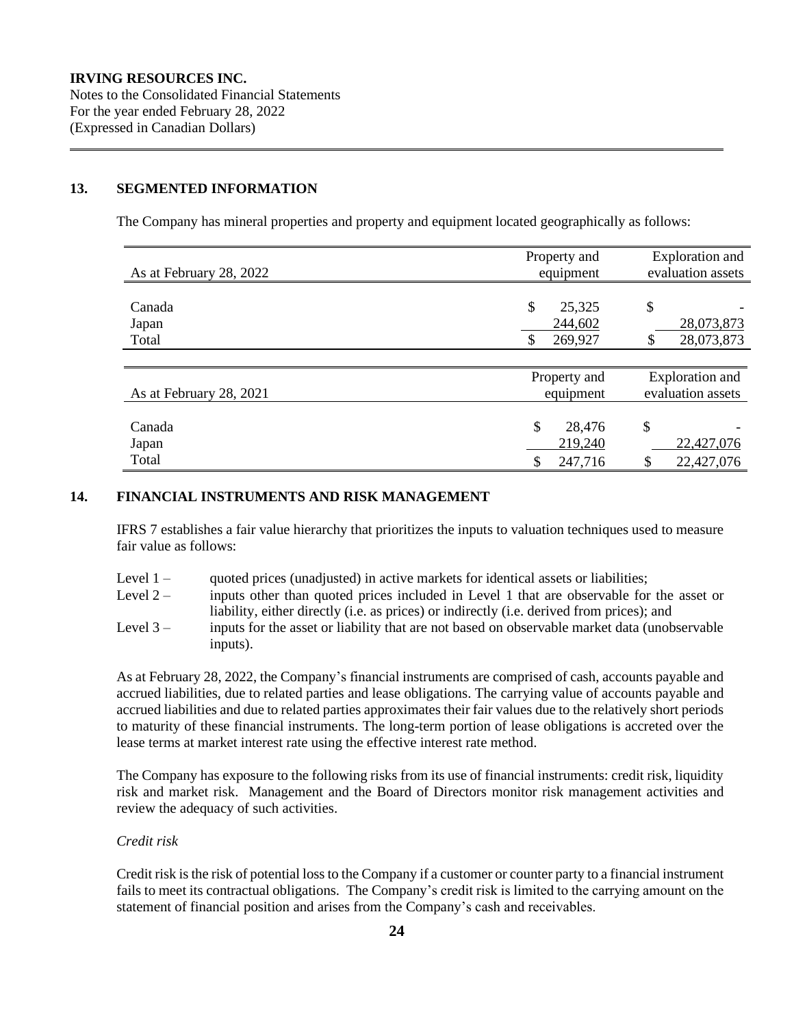**IRVING RESOURCES INC.**
Notes to the Consolidated Financial Statements
For the year ended February 28, 2022
(Expressed in Canadian Dollars)

## 13. SEGMENTED INFORMATION

The Company has mineral properties and property and equipment located geographically as follows:

| As at February 28, 2022 | Property and equipment | Exploration and evaluation assets |
|---|---|---|
| Canada | $ 25,325 | $ - |
| Japan | 244,602 | 28,073,873 |
| Total | $ 269,927 | $ 28,073,873 |

| As at February 28, 2021 | Property and equipment | Exploration and evaluation assets |
|---|---|---|
| Canada | $ 28,476 | $ - |
| Japan | 219,240 | 22,427,076 |
| Total | $ 247,716 | $ 22,427,076 |

## 14. FINANCIAL INSTRUMENTS AND RISK MANAGEMENT

IFRS 7 establishes a fair value hierarchy that prioritizes the inputs to valuation techniques used to measure fair value as follows:

- Level 1 – quoted prices (unadjusted) in active markets for identical assets or liabilities;
- Level 2 – inputs other than quoted prices included in Level 1 that are observable for the asset or liability, either directly (i.e. as prices) or indirectly (i.e. derived from prices); and
- Level 3 – inputs for the asset or liability that are not based on observable market data (unobservable inputs).

As at February 28, 2022, the Company's financial instruments are comprised of cash, accounts payable and accrued liabilities, due to related parties and lease obligations. The carrying value of accounts payable and accrued liabilities and due to related parties approximates their fair values due to the relatively short periods to maturity of these financial instruments. The long-term portion of lease obligations is accreted over the lease terms at market interest rate using the effective interest rate method.

The Company has exposure to the following risks from its use of financial instruments: credit risk, liquidity risk and market risk. Management and the Board of Directors monitor risk management activities and review the adequacy of such activities.

*Credit risk*

Credit risk is the risk of potential loss to the Company if a customer or counter party to a financial instrument fails to meet its contractual obligations. The Company's credit risk is limited to the carrying amount on the statement of financial position and arises from the Company's cash and receivables.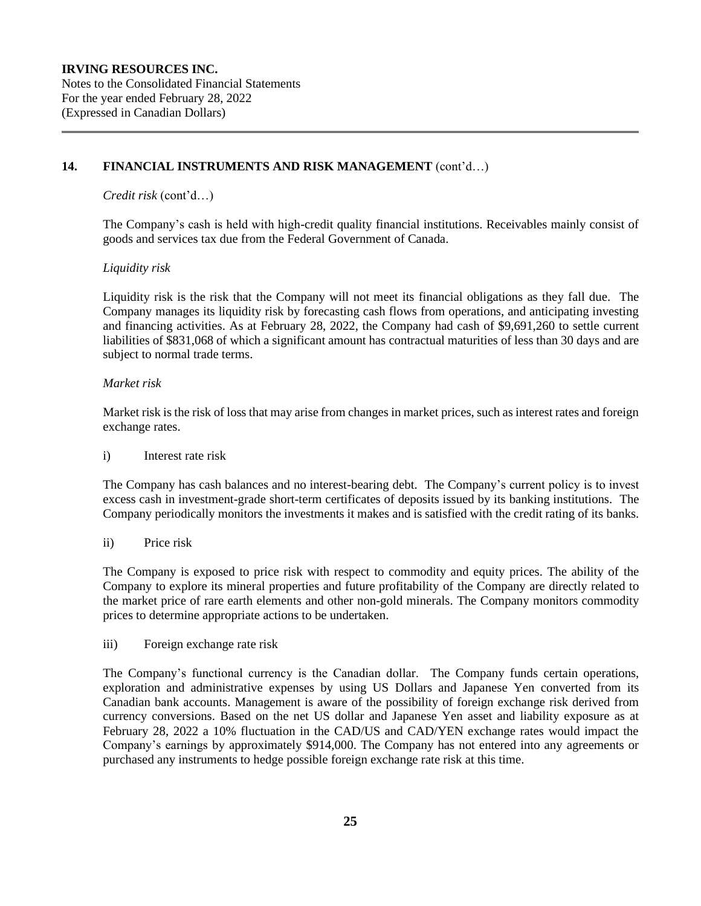## 14. FINANCIAL INSTRUMENTS AND RISK MANAGEMENT (cont'd…)

*Credit risk* (cont'd…)

The Company's cash is held with high-credit quality financial institutions. Receivables mainly consist of goods and services tax due from the Federal Government of Canada.

*Liquidity risk*

Liquidity risk is the risk that the Company will not meet its financial obligations as they fall due. The Company manages its liquidity risk by forecasting cash flows from operations, and anticipating investing and financing activities. As at February 28, 2022, the Company had cash of $9,691,260 to settle current liabilities of $831,068 of which a significant amount has contractual maturities of less than 30 days and are subject to normal trade terms.

*Market risk*

Market risk is the risk of loss that may arise from changes in market prices, such as interest rates and foreign exchange rates.

i) Interest rate risk

The Company has cash balances and no interest-bearing debt. The Company's current policy is to invest excess cash in investment-grade short-term certificates of deposits issued by its banking institutions. The Company periodically monitors the investments it makes and is satisfied with the credit rating of its banks.

ii) Price risk

The Company is exposed to price risk with respect to commodity and equity prices. The ability of the Company to explore its mineral properties and future profitability of the Company are directly related to the market price of rare earth elements and other non-gold minerals. The Company monitors commodity prices to determine appropriate actions to be undertaken.

iii) Foreign exchange rate risk

The Company's functional currency is the Canadian dollar. The Company funds certain operations, exploration and administrative expenses by using US Dollars and Japanese Yen converted from its Canadian bank accounts. Management is aware of the possibility of foreign exchange risk derived from currency conversions. Based on the net US dollar and Japanese Yen asset and liability exposure as at February 28, 2022 a 10% fluctuation in the CAD/US and CAD/YEN exchange rates would impact the Company's earnings by approximately $914,000. The Company has not entered into any agreements or purchased any instruments to hedge possible foreign exchange rate risk at this time.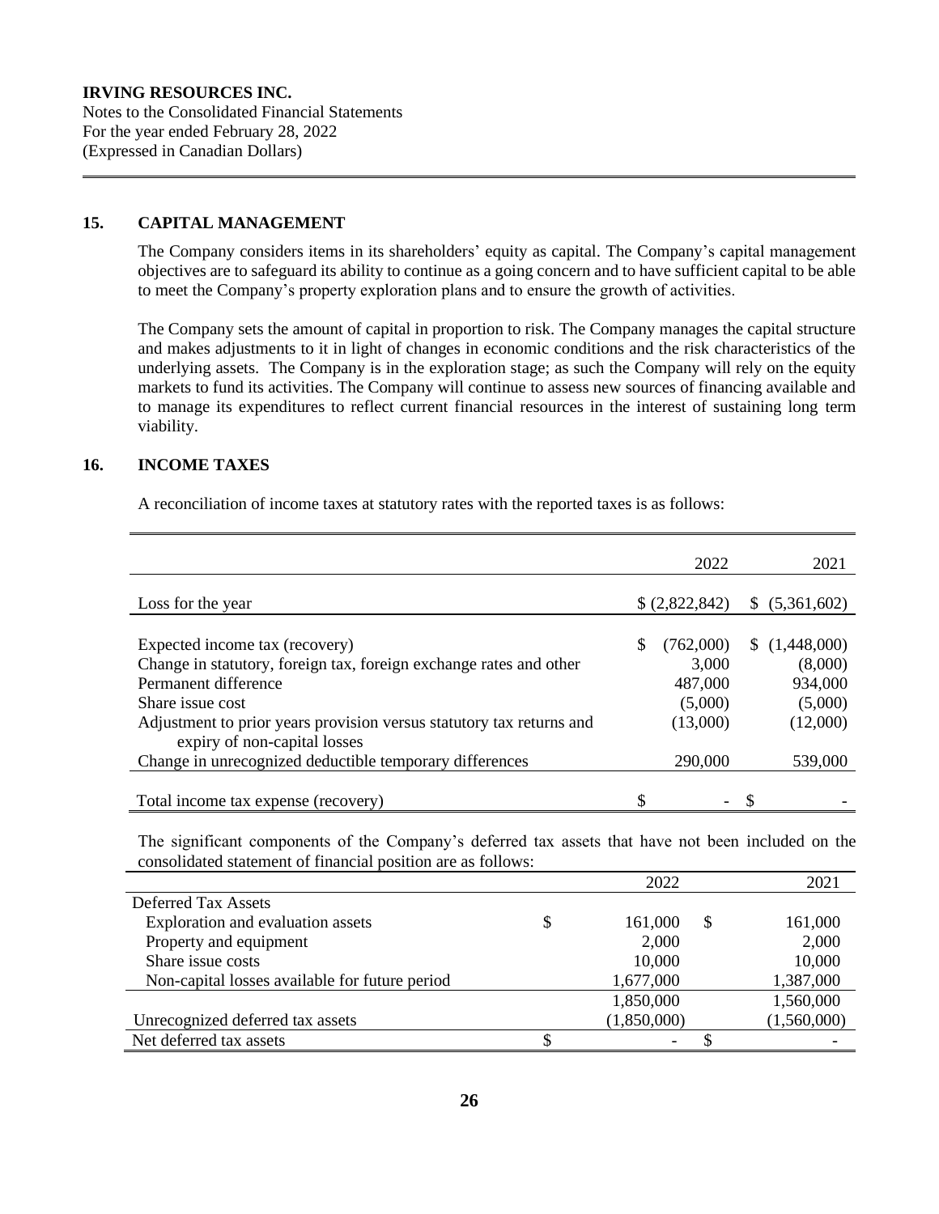**IRVING RESOURCES INC.**
Notes to the Consolidated Financial Statements
For the year ended February 28, 2022
(Expressed in Canadian Dollars)

## 15. CAPITAL MANAGEMENT

The Company considers items in its shareholders' equity as capital. The Company's capital management objectives are to safeguard its ability to continue as a going concern and to have sufficient capital to be able to meet the Company's property exploration plans and to ensure the growth of activities.

The Company sets the amount of capital in proportion to risk. The Company manages the capital structure and makes adjustments to it in light of changes in economic conditions and the risk characteristics of the underlying assets. The Company is in the exploration stage; as such the Company will rely on the equity markets to fund its activities. The Company will continue to assess new sources of financing available and to manage its expenditures to reflect current financial resources in the interest of sustaining long term viability.

## 16. INCOME TAXES

A reconciliation of income taxes at statutory rates with the reported taxes is as follows:

| | 2022 | 2021 |
|---|---|---|
| Loss for the year | $ (2,822,842) | $ (5,361,602) |
| Expected income tax (recovery) | $ (762,000) | $ (1,448,000) |
| Change in statutory, foreign tax, foreign exchange rates and other | 3,000 | (8,000) |
| Permanent difference | 487,000 | 934,000 |
| Share issue cost | (5,000) | (5,000) |
| Adjustment to prior years provision versus statutory tax returns and expiry of non-capital losses | (13,000) | (12,000) |
| Change in unrecognized deductible temporary differences | 290,000 | 539,000 |
| Total income tax expense (recovery) | $ - | $ - |

The significant components of the Company's deferred tax assets that have not been included on the consolidated statement of financial position are as follows:

| | 2022 | 2021 |
|---|---|---|
| Deferred Tax Assets | | |
| Exploration and evaluation assets | $ 161,000 | $ 161,000 |
| Property and equipment | 2,000 | 2,000 |
| Share issue costs | 10,000 | 10,000 |
| Non-capital losses available for future period | 1,677,000 | 1,387,000 |
| | 1,850,000 | 1,560,000 |
| Unrecognized deferred tax assets | (1,850,000) | (1,560,000) |
| Net deferred tax assets | $ - | $ - |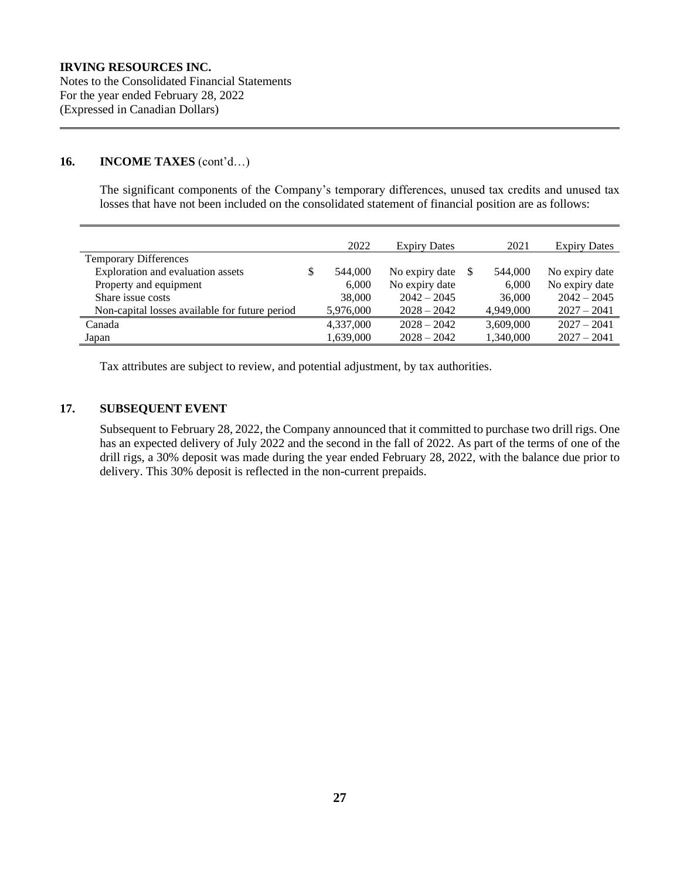## 16. INCOME TAXES (cont'd…)

The significant components of the Company's temporary differences, unused tax credits and unused tax losses that have not been included on the consolidated statement of financial position are as follows:

| | 2022 | Expiry Dates | 2021 | Expiry Dates |
|---|---|---|---|---|
| Temporary Differences | | | | |
| Exploration and evaluation assets | $ 544,000 | No expiry date | $ 544,000 | No expiry date |
| Property and equipment | 6,000 | No expiry date | 6,000 | No expiry date |
| Share issue costs | 38,000 | 2042 – 2045 | 36,000 | 2042 – 2045 |
| Non-capital losses available for future period | 5,976,000 | 2028 – 2042 | 4,949,000 | 2027 – 2041 |
| Canada | 4,337,000 | 2028 – 2042 | 3,609,000 | 2027 – 2041 |
| Japan | 1,639,000 | 2028 – 2042 | 1,340,000 | 2027 – 2041 |

Tax attributes are subject to review, and potential adjustment, by tax authorities.

## 17. SUBSEQUENT EVENT

Subsequent to February 28, 2022, the Company announced that it committed to purchase two drill rigs. One has an expected delivery of July 2022 and the second in the fall of 2022. As part of the terms of one of the drill rigs, a 30% deposit was made during the year ended February 28, 2022, with the balance due prior to delivery. This 30% deposit is reflected in the non-current prepaids.